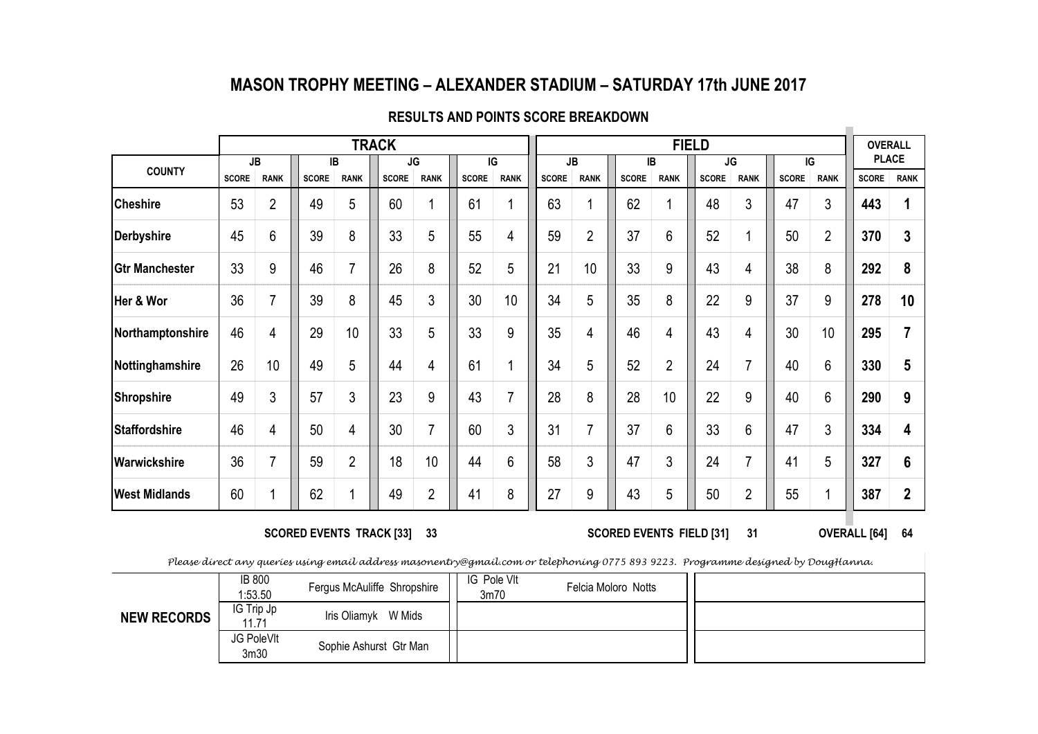# MASON TROPHY MEETING – ALEXANDER STADIUM – SATURDAY 17th JUNE 2017

## RESULTS AND POINTS SCORE BREAKDOWN

| COUNTY | TRACK | | | | | | | | FIELD | | | | | | | | OVERALL PLACE | |
|---|---|---|---|---|---|---|---|---|---|---|---|---|---|---|---|---|---|---|
| | JB | | IB | | JG | | IG | | JB | | IB | | JG | | IG | | | |
| | SCORE | RANK | SCORE | RANK | SCORE | RANK | SCORE | RANK | SCORE | RANK | SCORE | RANK | SCORE | RANK | SCORE | RANK | SCORE | RANK |
| **Cheshire** | 53 | 2 | 49 | 5 | 60 | 1 | 61 | 1 | 63 | 1 | 62 | 1 | 48 | 3 | 47 | 3 | **443** | **1** |
| **Derbyshire** | 45 | 6 | 39 | 8 | 33 | 5 | 55 | 4 | 59 | 2 | 37 | 6 | 52 | 1 | 50 | 2 | **370** | **3** |
| **Gtr Manchester** | 33 | 9 | 46 | 7 | 26 | 8 | 52 | 5 | 21 | 10 | 33 | 9 | 43 | 4 | 38 | 8 | **292** | **8** |
| **Her & Wor** | 36 | 7 | 39 | 8 | 45 | 3 | 30 | 10 | 34 | 5 | 35 | 8 | 22 | 9 | 37 | 9 | **278** | **10** |
| **Northamptonshire** | 46 | 4 | 29 | 10 | 33 | 5 | 33 | 9 | 35 | 4 | 46 | 4 | 43 | 4 | 30 | 10 | **295** | **7** |
| **Nottinghamshire** | 26 | 10 | 49 | 5 | 44 | 4 | 61 | 1 | 34 | 5 | 52 | 2 | 24 | 7 | 40 | 6 | **330** | **5** |
| **Shropshire** | 49 | 3 | 57 | 3 | 23 | 9 | 43 | 7 | 28 | 8 | 28 | 10 | 22 | 9 | 40 | 6 | **290** | **9** |
| **Staffordshire** | 46 | 4 | 50 | 4 | 30 | 7 | 60 | 3 | 31 | 7 | 37 | 6 | 33 | 6 | 47 | 3 | **334** | **4** |
| **Warwickshire** | 36 | 7 | 59 | 2 | 18 | 10 | 44 | 6 | 58 | 3 | 47 | 3 | 24 | 7 | 41 | 5 | **327** | **6** |
| **West Midlands** | 60 | 1 | 62 | 1 | 49 | 2 | 41 | 8 | 27 | 9 | 43 | 5 | 50 | 2 | 55 | 1 | **387** | **2** |

**SCORED EVENTS TRACK [33] 33** **SCORED EVENTS FIELD [31] 31** **OVERALL [64] 64**

*Please direct any queries using email address masonentry@gmail.com or telephoning 0775 893 9223. Programme designed by DougHanna.*

| | | | | | |
|---|---|---|---|---|---|
| **NEW RECORDS** | IB 800 1:53.50 | Fergus McAuliffe Shropshire | IG Pole Vlt 3m70 | Felcia Moloro Notts | |
| | IG Trip Jp 11.71 | Iris Oliamyk W Mids | | | |
| | JG PoleVlt 3m30 | Sophie Ashurst Gtr Man | | | |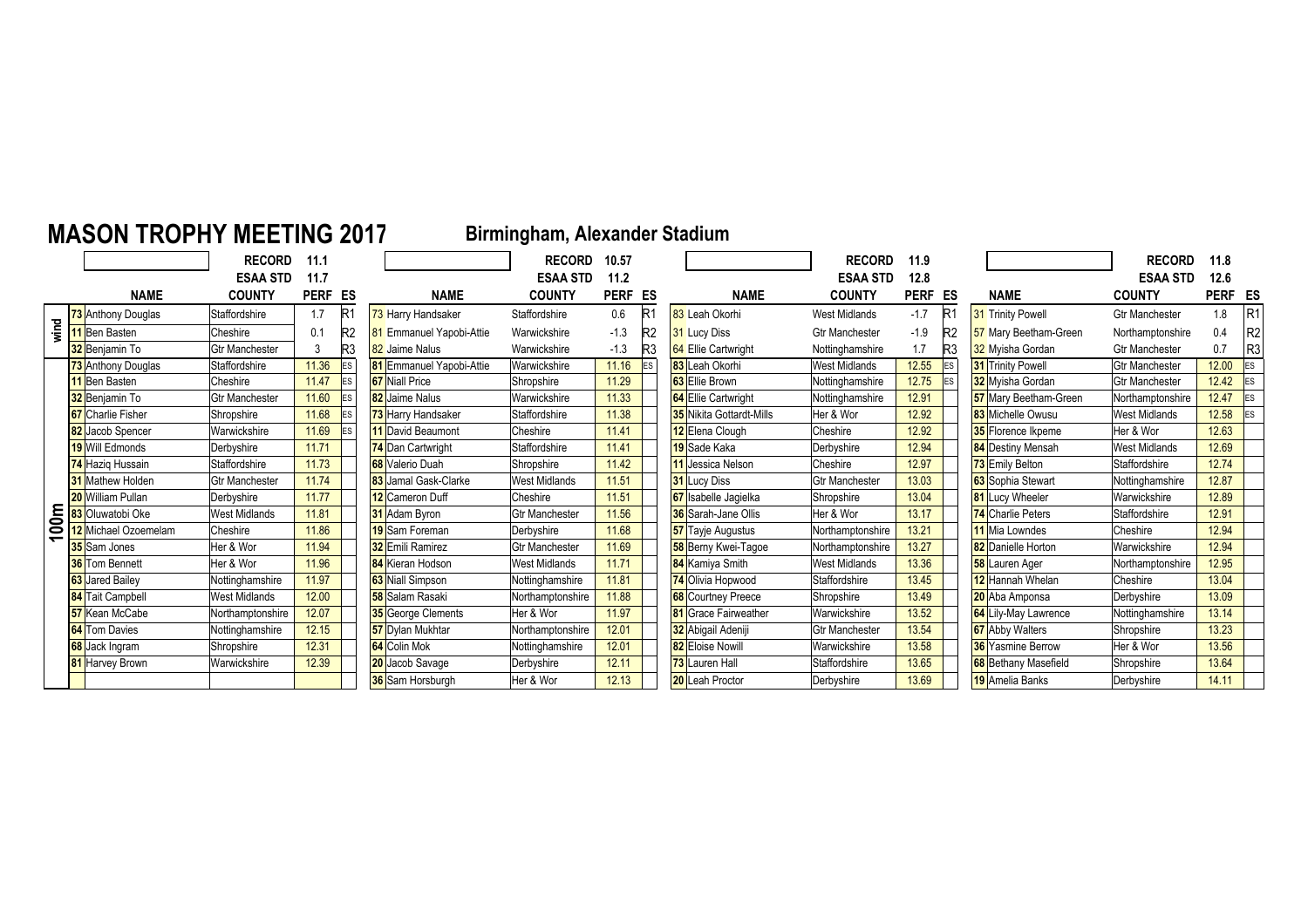# MASON TROPHY MEETING 2017

## Birmingham, Alexander Stadium

### 100m

| | NAME | COUNTY | PERF | ES |
|---|---|---|---|---|
| | | RECORD | 11.1 | |
| | | ESAA STD | 11.7 | |
| wind | 73 Anthony Douglas | Staffordshire | 1.7 | R1 |
| wind | 11 Ben Basten | Cheshire | 0.1 | R2 |
| wind | 32 Benjamin To | Gtr Manchester | 3 | R3 |
| 100m | 73 Anthony Douglas | Staffordshire | 11.36 | ES |
| 100m | 11 Ben Basten | Cheshire | 11.47 | ES |
| 100m | 32 Benjamin To | Gtr Manchester | 11.60 | ES |
| 100m | 67 Charlie Fisher | Shropshire | 11.68 | ES |
| 100m | 82 Jacob Spencer | Warwickshire | 11.69 | ES |
| 100m | 19 Will Edmonds | Derbyshire | 11.71 | |
| 100m | 74 Haziq Hussain | Staffordshire | 11.73 | |
| 100m | 31 Mathew Holden | Gtr Manchester | 11.74 | |
| 100m | 20 William Pullan | Derbyshire | 11.77 | |
| 100m | 83 Oluwatobi Oke | West Midlands | 11.81 | |
| 100m | 12 Michael Ozoemelam | Cheshire | 11.86 | |
| 100m | 35 Sam Jones | Her & Wor | 11.94 | |
| 100m | 36 Tom Bennett | Her & Wor | 11.96 | |
| 100m | 63 Jared Bailey | Nottinghamshire | 11.97 | |
| 100m | 84 Tait Campbell | West Midlands | 12.00 | |
| 100m | 57 Kean McCabe | Northamptonshire | 12.07 | |
| 100m | 64 Tom Davies | Nottinghamshire | 12.15 | |
| 100m | 68 Jack Ingram | Shropshire | 12.31 | |
| 100m | 81 Harvey Brown | Warwickshire | 12.39 | |

| | NAME | COUNTY | PERF | ES |
|---|---|---|---|---|
| | | RECORD | 10.57 | |
| | | ESAA STD | 11.2 | |
| wind | 73 Harry Handsaker | Staffordshire | 0.6 | R1 |
| wind | 81 Emmanuel Yapobi-Attie | Warwickshire | -1.3 | R2 |
| wind | 82 Jaime Nalus | Warwickshire | -1.3 | R3 |
| 100m | 81 Emmanuel Yapobi-Attie | Warwickshire | 11.16 | ES |
| 100m | 67 Niall Price | Shropshire | 11.29 | |
| 100m | 82 Jaime Nalus | Warwickshire | 11.33 | |
| 100m | 73 Harry Handsaker | Staffordshire | 11.38 | |
| 100m | 11 David Beaumont | Cheshire | 11.41 | |
| 100m | 74 Dan Cartwright | Staffordshire | 11.41 | |
| 100m | 68 Valerio Duah | Shropshire | 11.42 | |
| 100m | 83 Jamal Gask-Clarke | West Midlands | 11.51 | |
| 100m | 12 Cameron Duff | Cheshire | 11.51 | |
| 100m | 31 Adam Byron | Gtr Manchester | 11.56 | |
| 100m | 19 Sam Foreman | Derbyshire | 11.68 | |
| 100m | 32 Emili Ramirez | Gtr Manchester | 11.69 | |
| 100m | 84 Kieran Hodson | West Midlands | 11.71 | |
| 100m | 63 Niall Simpson | Nottinghamshire | 11.81 | |
| 100m | 58 Salam Rasaki | Northamptonshire | 11.88 | |
| 100m | 35 George Clements | Her & Wor | 11.97 | |
| 100m | 57 Dylan Mukhtar | Northamptonshire | 12.01 | |
| 100m | 64 Colin Mok | Nottinghamshire | 12.01 | |
| 100m | 20 Jacob Savage | Derbyshire | 12.11 | |
| 100m | 36 Sam Horsburgh | Her & Wor | 12.13 | |

| | NAME | COUNTY | PERF | ES |
|---|---|---|---|---|
| | | RECORD | 11.9 | |
| | | ESAA STD | 12.8 | |
| wind | 83 Leah Okorhi | West Midlands | -1.7 | R1 |
| wind | 31 Lucy Diss | Gtr Manchester | -1.9 | R2 |
| wind | 64 Ellie Cartwright | Nottinghamshire | 1.7 | R3 |
| 100m | 83 Leah Okorhi | West Midlands | 12.55 | ES |
| 100m | 63 Ellie Brown | Nottinghamshire | 12.75 | ES |
| 100m | 64 Ellie Cartwright | Nottinghamshire | 12.91 | |
| 100m | 35 Nikita Gottardt-Mills | Her & Wor | 12.92 | |
| 100m | 12 Elena Clough | Cheshire | 12.92 | |
| 100m | 19 Sade Kaka | Derbyshire | 12.94 | |
| 100m | 11 Jessica Nelson | Cheshire | 12.97 | |
| 100m | 31 Lucy Diss | Gtr Manchester | 13.03 | |
| 100m | 67 Isabelle Jagielka | Shropshire | 13.04 | |
| 100m | 36 Sarah-Jane Ollis | Her & Wor | 13.17 | |
| 100m | 57 Tayje Augustus | Northamptonshire | 13.21 | |
| 100m | 58 Berny Kwei-Tagoe | Northamptonshire | 13.27 | |
| 100m | 84 Kamiya Smith | West Midlands | 13.36 | |
| 100m | 74 Olivia Hopwood | Staffordshire | 13.45 | |
| 100m | 68 Courtney Preece | Shropshire | 13.49 | |
| 100m | 81 Grace Fairweather | Warwickshire | 13.52 | |
| 100m | 32 Abigail Adeniji | Gtr Manchester | 13.54 | |
| 100m | 82 Eloise Nowill | Warwickshire | 13.58 | |
| 100m | 73 Lauren Hall | Staffordshire | 13.65 | |
| 100m | 20 Leah Proctor | Derbyshire | 13.69 | |

| | NAME | COUNTY | PERF | ES |
|---|---|---|---|---|
| | | RECORD | 11.8 | |
| | | ESAA STD | 12.6 | |
| wind | 31 Trinity Powell | Gtr Manchester | 1.8 | R1 |
| wind | 57 Mary Beetham-Green | Northamptonshire | 0.4 | R2 |
| wind | 32 Myisha Gordan | Gtr Manchester | 0.7 | R3 |
| 100m | 31 Trinity Powell | Gtr Manchester | 12.00 | ES |
| 100m | 32 Myisha Gordan | Gtr Manchester | 12.42 | ES |
| 100m | 57 Mary Beetham-Green | Northamptonshire | 12.47 | ES |
| 100m | 83 Michelle Owusu | West Midlands | 12.58 | ES |
| 100m | 35 Florence Ikpeme | Her & Wor | 12.63 | |
| 100m | 84 Destiny Mensah | West Midlands | 12.69 | |
| 100m | 73 Emily Belton | Staffordshire | 12.74 | |
| 100m | 63 Sophia Stewart | Nottinghamshire | 12.87 | |
| 100m | 81 Lucy Wheeler | Warwickshire | 12.89 | |
| 100m | 74 Charlie Peters | Staffordshire | 12.91 | |
| 100m | 11 Mia Lowndes | Cheshire | 12.94 | |
| 100m | 82 Danielle Horton | Warwickshire | 12.94 | |
| 100m | 58 Lauren Ager | Northamptonshire | 12.95 | |
| 100m | 12 Hannah Whelan | Cheshire | 13.04 | |
| 100m | 20 Aba Amponsa | Derbyshire | 13.09 | |
| 100m | 64 Lily-May Lawrence | Nottinghamshire | 13.14 | |
| 100m | 67 Abby Walters | Shropshire | 13.23 | |
| 100m | 36 Yasmine Berrow | Her & Wor | 13.56 | |
| 100m | 68 Bethany Masefield | Shropshire | 13.64 | |
| 100m | 19 Amelia Banks | Derbyshire | 14.11 | |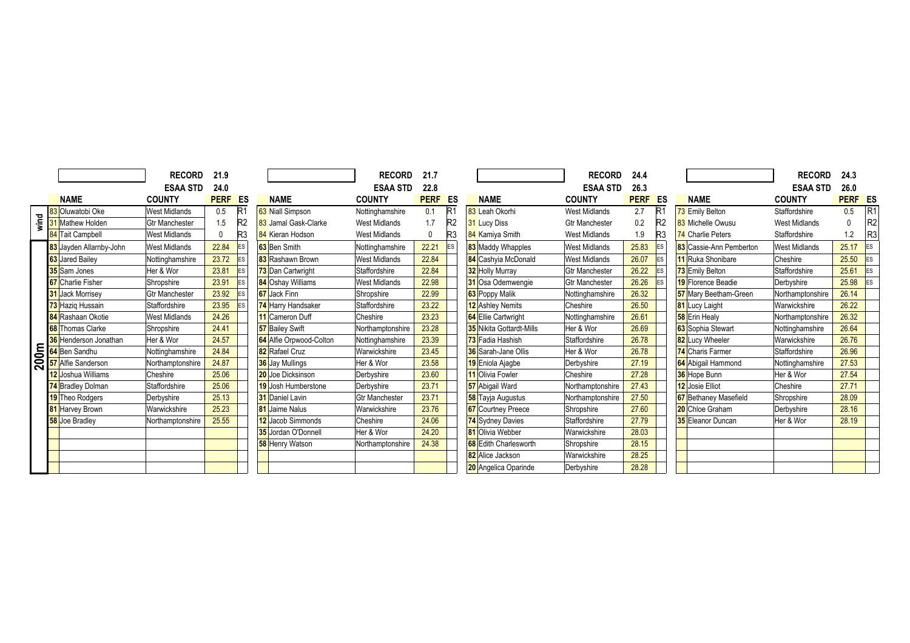## 200m

| | NAME | COUNTY | PERF | ES |
|---|---|---|---|---|
| | | RECORD | 21.9 | |
| | | ESAA STD | 24.0 | |
| wind | 83 Oluwatobi Oke | West Midlands | 0.5 | R1 |
| wind | 31 Mathew Holden | Gtr Manchester | 1.5 | R2 |
| wind | 84 Tait Campbell | West Midlands | 0 | R3 |
| 83 | Jayden Allarnby-John | West Midlands | 22.84 | ES |
| 63 | Jared Bailey | Nottinghamshire | 23.72 | ES |
| 35 | Sam Jones | Her & Wor | 23.81 | ES |
| 67 | Charlie Fisher | Shropshire | 23.91 | ES |
| 31 | Jack Morrisey | Gtr Manchester | 23.92 | ES |
| 73 | Haziq Hussain | Staffordshire | 23.95 | ES |
| 84 | Rashaan Okotie | West Midlands | 24.26 | |
| 68 | Thomas Clarke | Shropshire | 24.41 | |
| 36 | Henderson Jonathan | Her & Wor | 24.57 | |
| 64 | Ben Sandhu | Nottinghamshire | 24.84 | |
| 57 | Alfie Sanderson | Northamptonshire | 24.87 | |
| 12 | Joshua Williams | Cheshire | 25.06 | |
| 74 | Bradley Dolman | Staffordshire | 25.06 | |
| 19 | Theo Rodgers | Derbyshire | 25.13 | |
| 81 | Harvey Brown | Warwickshire | 25.23 | |
| 58 | Joe Bradley | Northamptonshire | 25.55 | |

| | NAME | COUNTY | PERF | ES |
|---|---|---|---|---|
| | | RECORD | 21.7 | |
| | | ESAA STD | 22.8 | |
| wind | 63 Niall Simpson | Nottinghamshire | 0.1 | R1 |
| wind | 83 Jamal Gask-Clarke | West Midlands | 1.7 | R2 |
| wind | 84 Kieran Hodson | West Midlands | 0 | R3 |
| 63 | Ben Smith | Nottinghamshire | 22.21 | ES |
| 83 | Rashawn Brown | West Midlands | 22.84 | |
| 73 | Dan Cartwright | Staffordshire | 22.84 | |
| 84 | Oshay Williams | West Midlands | 22.98 | |
| 67 | Jack Finn | Shropshire | 22.99 | |
| 74 | Harry Handsaker | Staffordshire | 23.22 | |
| 11 | Cameron Duff | Cheshire | 23.23 | |
| 57 | Bailey Swift | Northamptonshire | 23.28 | |
| 64 | Alfie Orpwood-Colton | Nottinghamshire | 23.39 | |
| 82 | Rafael Cruz | Warwickshire | 23.45 | |
| 36 | Jay Mullings | Her & Wor | 23.58 | |
| 20 | Joe Dicksinson | Derbyshire | 23.60 | |
| 19 | Josh Humberstone | Derbyshire | 23.71 | |
| 31 | Daniel Lavin | Gtr Manchester | 23.71 | |
| 81 | Jaime Nalus | Warwickshire | 23.76 | |
| 12 | Jacob Simmonds | Cheshire | 24.06 | |
| 35 | Jordan O'Donnell | Her & Wor | 24.20 | |
| 58 | Henry Watson | Northamptonshire | 24.38 | |

| | NAME | COUNTY | PERF | ES |
|---|---|---|---|---|
| | | RECORD | 24.4 | |
| | | ESAA STD | 26.3 | |
| wind | 83 Leah Okorhi | West Midlands | 2.7 | R1 |
| wind | 31 Lucy Diss | Gtr Manchester | 0.2 | R2 |
| wind | 84 Kamiya Smith | West Midlands | 1.9 | R3 |
| 83 | Maddy Whapples | West Midlands | 25.83 | ES |
| 84 | Cashyia McDonald | West Midlands | 26.07 | ES |
| 32 | Holly Murray | Gtr Manchester | 26.22 | ES |
| 31 | Osa Odemwengie | Gtr Manchester | 26.26 | ES |
| 63 | Poppy Malik | Nottinghamshire | 26.32 | |
| 12 | Ashley Nemits | Cheshire | 26.50 | |
| 64 | Ellie Cartwright | Nottinghamshire | 26.61 | |
| 35 | Nikita Gottardt-Mills | Her & Wor | 26.69 | |
| 73 | Fadia Hashish | Staffordshire | 26.78 | |
| 36 | Sarah-Jane Ollis | Her & Wor | 26.78 | |
| 19 | Eniola Ajagbe | Derbyshire | 27.19 | |
| 11 | Olivia Fowler | Cheshire | 27.28 | |
| 57 | Abigail Ward | Northamptonshire | 27.43 | |
| 58 | Tayja Augustus | Northamptonshire | 27.50 | |
| 67 | Courtney Preece | Shropshire | 27.60 | |
| 74 | Sydney Davies | Staffordshire | 27.79 | |
| 81 | Olivia Webber | Warwickshire | 28.03 | |
| 68 | Edith Charlesworth | Shropshire | 28.15 | |
| 82 | Alice Jackson | Warwickshire | 28.25 | |
| 20 | Angelica Oparinde | Derbyshire | 28.28 | |

| | NAME | COUNTY | PERF | ES |
|---|---|---|---|---|
| | | RECORD | 24.3 | |
| | | ESAA STD | 26.0 | |
| wind | 73 Emily Belton | Staffordshire | 0.5 | R1 |
| wind | 83 Michelle Owusu | West Midlands | 0 | R2 |
| wind | 74 Charlie Peters | Staffordshire | 1.2 | R3 |
| 83 | Cassie-Ann Pemberton | West Midlands | 25.17 | ES |
| 11 | Ruka Shonibare | Cheshire | 25.50 | ES |
| 73 | Emily Belton | Staffordshire | 25.61 | ES |
| 19 | Florence Beadie | Derbyshire | 25.98 | ES |
| 57 | Mary Beetham-Green | Northamptonshire | 26.14 | |
| 81 | Lucy Laight | Warwickshire | 26.22 | |
| 58 | Erin Healy | Northamptonshire | 26.32 | |
| 63 | Sophia Stewart | Nottinghamshire | 26.64 | |
| 82 | Lucy Wheeler | Warwickshire | 26.76 | |
| 74 | Charis Farmer | Staffordshire | 26.96 | |
| 64 | Abigail Hammond | Nottinghamshire | 27.53 | |
| 36 | Hope Bunn | Her & Wor | 27.54 | |
| 12 | Josie Elliot | Cheshire | 27.71 | |
| 67 | Bethaney Masefield | Shropshire | 28.09 | |
| 20 | Chloe Graham | Derbyshire | 28.16 | |
| 35 | Eleanor Duncan | Her & Wor | 28.19 | |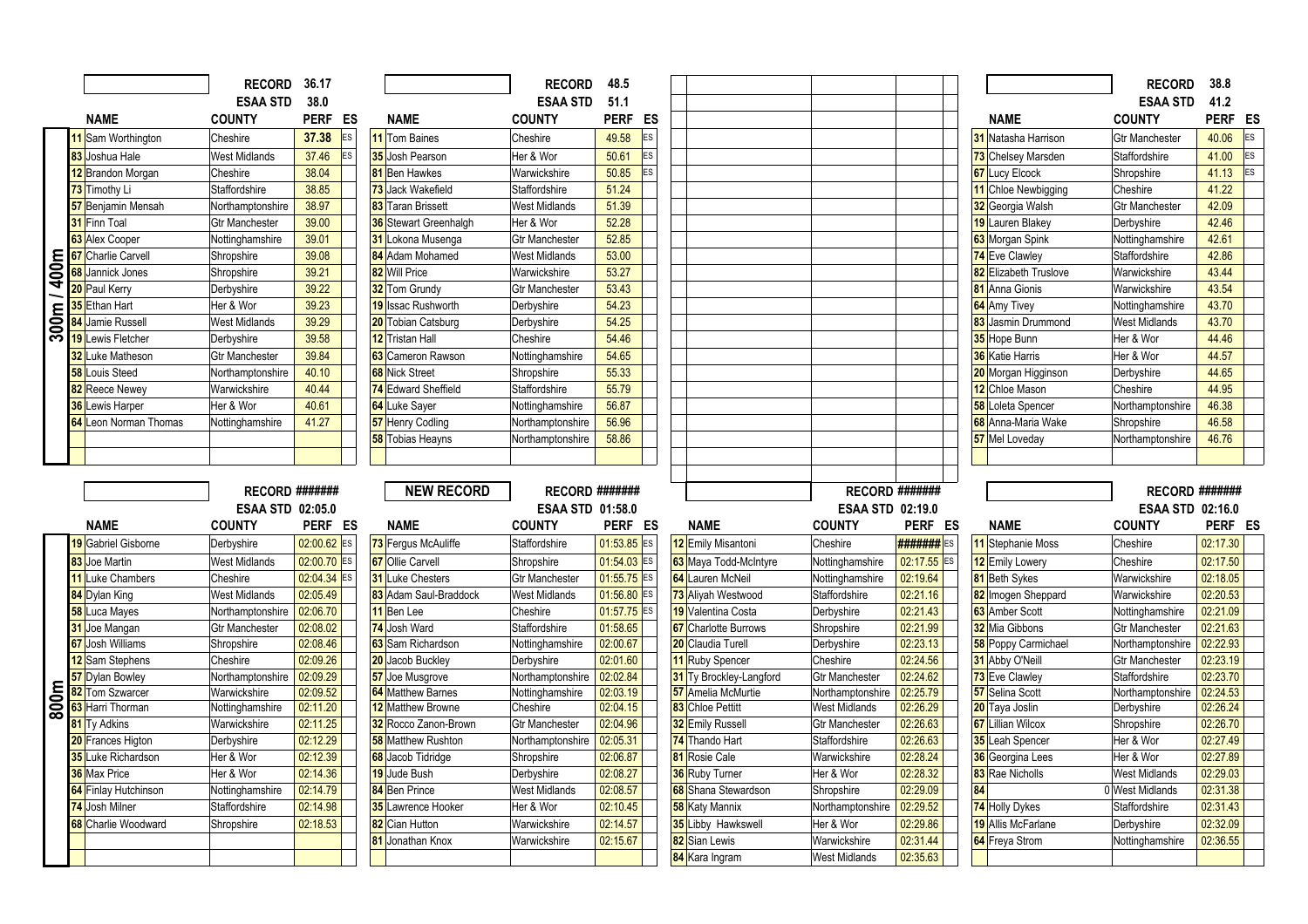## 300m / 400m

| | NAME | COUNTY | PERF | ES |
|---|---|---|---|---|
| | | RECORD | 36.17 | |
| | | ESAA STD | 38.0 | |
| 11 | Sam Worthington | Cheshire | 37.38 | ES |
| 83 | Joshua Hale | West Midlands | 37.46 | ES |
| 12 | Brandon Morgan | Cheshire | 38.04 | |
| 73 | Timothy Li | Staffordshire | 38.85 | |
| 57 | Benjamin Mensah | Northamptonshire | 38.97 | |
| 31 | Finn Toal | Gtr Manchester | 39.00 | |
| 63 | Alex Cooper | Nottinghamshire | 39.01 | |
| 67 | Charlie Carvell | Shropshire | 39.08 | |
| 68 | Jannick Jones | Shropshire | 39.21 | |
| 20 | Paul Kerry | Derbyshire | 39.22 | |
| 35 | Ethan Hart | Her & Wor | 39.23 | |
| 84 | Jamie Russell | West Midlands | 39.29 | |
| 19 | Lewis Fletcher | Derbyshire | 39.58 | |
| 32 | Luke Matheson | Gtr Manchester | 39.84 | |
| 58 | Louis Steed | Northamptonshire | 40.10 | |
| 82 | Reece Newey | Warwickshire | 40.44 | |
| 36 | Lewis Harper | Her & Wor | 40.61 | |
| 64 | Leon Norman Thomas | Nottinghamshire | 41.27 | |

| | NAME | COUNTY | PERF | ES |
|---|---|---|---|---|
| | | RECORD | 48.5 | |
| | | ESAA STD | 51.1 | |
| 11 | Tom Baines | Cheshire | 49.58 | ES |
| 35 | Josh Pearson | Her & Wor | 50.61 | ES |
| 81 | Ben Hawkes | Warwickshire | 50.85 | ES |
| 73 | Jack Wakefield | Staffordshire | 51.24 | |
| 83 | Taran Brissett | West Midlands | 51.39 | |
| 36 | Stewart Greenhalgh | Her & Wor | 52.28 | |
| 31 | Lokona Musenga | Gtr Manchester | 52.85 | |
| 84 | Adam Mohamed | West Midlands | 53.00 | |
| 82 | Will Price | Warwickshire | 53.27 | |
| 32 | Tom Grundy | Gtr Manchester | 53.43 | |
| 19 | Issac Rushworth | Derbyshire | 54.23 | |
| 20 | Tobian Catsburg | Derbyshire | 54.25 | |
| 12 | Tristan Hall | Cheshire | 54.46 | |
| 63 | Cameron Rawson | Nottinghamshire | 54.65 | |
| 68 | Nick Street | Shropshire | 55.33 | |
| 74 | Edward Sheffield | Staffordshire | 55.79 | |
| 64 | Luke Sayer | Nottinghamshire | 56.87 | |
| 57 | Henry Codling | Northamptonshire | 56.96 | |
| 58 | Tobias Heayns | Northamptonshire | 58.86 | |

| | NAME | COUNTY | PERF | ES |
|---|---|---|---|---|
| | | RECORD | 38.8 | |
| | | ESAA STD | 41.2 | |
| 31 | Natasha Harrison | Gtr Manchester | 40.06 | ES |
| 73 | Chelsey Marsden | Staffordshire | 41.00 | ES |
| 67 | Lucy Elcock | Shropshire | 41.13 | ES |
| 11 | Chloe Newbigging | Cheshire | 41.22 | |
| 32 | Georgia Walsh | Gtr Manchester | 42.09 | |
| 19 | Lauren Blakey | Derbyshire | 42.46 | |
| 63 | Morgan Spink | Nottinghamshire | 42.61 | |
| 74 | Eve Clawley | Staffordshire | 42.86 | |
| 82 | Elizabeth Truslove | Warwickshire | 43.44 | |
| 81 | Anna Gionis | Warwickshire | 43.54 | |
| 64 | Amy Tivey | Nottinghamshire | 43.70 | |
| 83 | Jasmin Drummond | West Midlands | 43.70 | |
| 35 | Hope Bunn | Her & Wor | 44.46 | |
| 36 | Katie Harris | Her & Wor | 44.57 | |
| 20 | Morgan Higginson | Derbyshire | 44.65 | |
| 12 | Chloe Mason | Cheshire | 44.95 | |
| 58 | Loleta Spencer | Northamptonshire | 46.38 | |
| 68 | Anna-Maria Wake | Shropshire | 46.58 | |
| 57 | Mel Loveday | Northamptonshire | 46.76 | |

## 800m

| | NAME | COUNTY | PERF | ES |
|---|---|---|---|---|
| | | RECORD | ####### | |
| | | ESAA STD | 02:05.0 | |
| 19 | Gabriel Gisborne | Derbyshire | 02:00.62 | ES |
| 83 | Joe Martin | West Midlands | 02:00.70 | ES |
| 11 | Luke Chambers | Cheshire | 02:04.34 | ES |
| 84 | Dylan King | West Midlands | 02:05.49 | |
| 58 | Luca Mayes | Northamptonshire | 02:06.70 | |
| 31 | Joe Mangan | Gtr Manchester | 02:08.02 | |
| 67 | Josh Williams | Shropshire | 02:08.46 | |
| 12 | Sam Stephens | Cheshire | 02:09.26 | |
| 57 | Dylan Bowley | Northamptonshire | 02:09.29 | |
| 82 | Tom Szwarcer | Warwickshire | 02:09.52 | |
| 63 | Harri Thorman | Nottinghamshire | 02:11.20 | |
| 81 | Ty Adkins | Warwickshire | 02:11.25 | |
| 20 | Frances Higton | Derbyshire | 02:12.29 | |
| 35 | Luke Richardson | Her & Wor | 02:12.39 | |
| 36 | Max Price | Her & Wor | 02:14.36 | |
| 64 | Finlay Hutchinson | Nottinghamshire | 02:14.79 | |
| 74 | Josh Milner | Staffordshire | 02:14.98 | |
| 68 | Charlie Woodward | Shropshire | 02:18.53 | |

**NEW RECORD**

| | NAME | COUNTY | PERF | ES |
|---|---|---|---|---|
| | | RECORD | ####### | |
| | | ESAA STD | 01:58.0 | |
| 73 | Fergus McAuliffe | Staffordshire | 01:53.85 | ES |
| 67 | Ollie Carvell | Shropshire | 01:54.03 | ES |
| 31 | Luke Chesters | Gtr Manchester | 01:55.75 | ES |
| 83 | Adam Saul-Braddock | West Midlands | 01:56.80 | ES |
| 11 | Ben Lee | Cheshire | 01:57.75 | ES |
| 74 | Josh Ward | Staffordshire | 01:58.65 | |
| 63 | Sam Richardson | Nottinghamshire | 02:00.67 | |
| 20 | Jacob Buckley | Derbyshire | 02:01.60 | |
| 57 | Joe Musgrove | Northamptonshire | 02:02.84 | |
| 64 | Matthew Barnes | Nottinghamshire | 02:03.19 | |
| 12 | Matthew Browne | Cheshire | 02:04.15 | |
| 32 | Rocco Zanon-Brown | Gtr Manchester | 02:04.96 | |
| 58 | Matthew Rushton | Northamptonshire | 02:05.31 | |
| 68 | Jacob Tidridge | Shropshire | 02:06.87 | |
| 19 | Jude Bush | Derbyshire | 02:08.27 | |
| 84 | Ben Prince | West Midlands | 02:08.57 | |
| 35 | Lawrence Hooker | Her & Wor | 02:10.45 | |
| 82 | Cian Hutton | Warwickshire | 02:14.57 | |
| 81 | Jonathan Knox | Warwickshire | 02:15.67 | |

| | NAME | COUNTY | PERF | ES |
|---|---|---|---|---|
| | | RECORD | ####### | |
| | | ESAA STD | 02:19.0 | |
| 12 | Emily Misantoni | Cheshire | ####### | ES |
| 63 | Maya Todd-McIntyre | Nottinghamshire | 02:17.55 | ES |
| 64 | Lauren McNeil | Nottinghamshire | 02:19.64 | |
| 73 | Aliyah Westwood | Staffordshire | 02:21.16 | |
| 19 | Valentina Costa | Derbyshire | 02:21.43 | |
| 67 | Charlotte Burrows | Shropshire | 02:21.99 | |
| 20 | Claudia Turell | Derbyshire | 02:23.13 | |
| 11 | Ruby Spencer | Cheshire | 02:24.56 | |
| 31 | Ty Brockley-Langford | Gtr Manchester | 02:24.62 | |
| 57 | Amelia McMurtie | Northamptonshire | 02:25.79 | |
| 83 | Chloe Pettitt | West Midlands | 02:26.29 | |
| 32 | Emily Russell | Gtr Manchester | 02:26.63 | |
| 74 | Thando Hart | Staffordshire | 02:26.63 | |
| 81 | Rosie Cale | Warwickshire | 02:28.24 | |
| 36 | Ruby Turner | Her & Wor | 02:28.32 | |
| 68 | Shana Stewardson | Shropshire | 02:29.09 | |
| 58 | Katy Mannix | Northamptonshire | 02:29.52 | |
| 35 | Libby Hawkswell | Her & Wor | 02:29.86 | |
| 82 | Sian Lewis | Warwickshire | 02:31.44 | |
| 84 | Kara Ingram | West Midlands | 02:35.63 | |

| | NAME | COUNTY | PERF | ES |
|---|---|---|---|---|
| | | RECORD | ####### | |
| | | ESAA STD | 02:16.0 | |
| 11 | Stephanie Moss | Cheshire | 02:17.30 | |
| 12 | Emily Lowery | Cheshire | 02:17.50 | |
| 81 | Beth Sykes | Warwickshire | 02:18.05 | |
| 82 | Imogen Sheppard | Warwickshire | 02:20.53 | |
| 63 | Amber Scott | Nottinghamshire | 02:21.09 | |
| 32 | Mia Gibbons | Gtr Manchester | 02:21.63 | |
| 58 | Poppy Carmichael | Northamptonshire | 02:22.93 | |
| 31 | Abby O'Neill | Gtr Manchester | 02:23.19 | |
| 73 | Eve Clawley | Staffordshire | 02:23.70 | |
| 57 | Selina Scott | Northamptonshire | 02:24.53 | |
| 20 | Taya Joslin | Derbyshire | 02:26.24 | |
| 67 | Lillian Wilcox | Shropshire | 02:26.70 | |
| 35 | Leah Spencer | Her & Wor | 02:27.49 | |
| 36 | Georgina Lees | Her & Wor | 02:27.89 | |
| 83 | Rae Nicholls | West Midlands | 02:29.03 | |
| 84 | 0 | West Midlands | 02:31.38 | |
| 74 | Holly Dykes | Staffordshire | 02:31.43 | |
| 19 | Allis McFarlane | Derbyshire | 02:32.09 | |
| 64 | Freya Strom | Nottinghamshire | 02:36.55 | |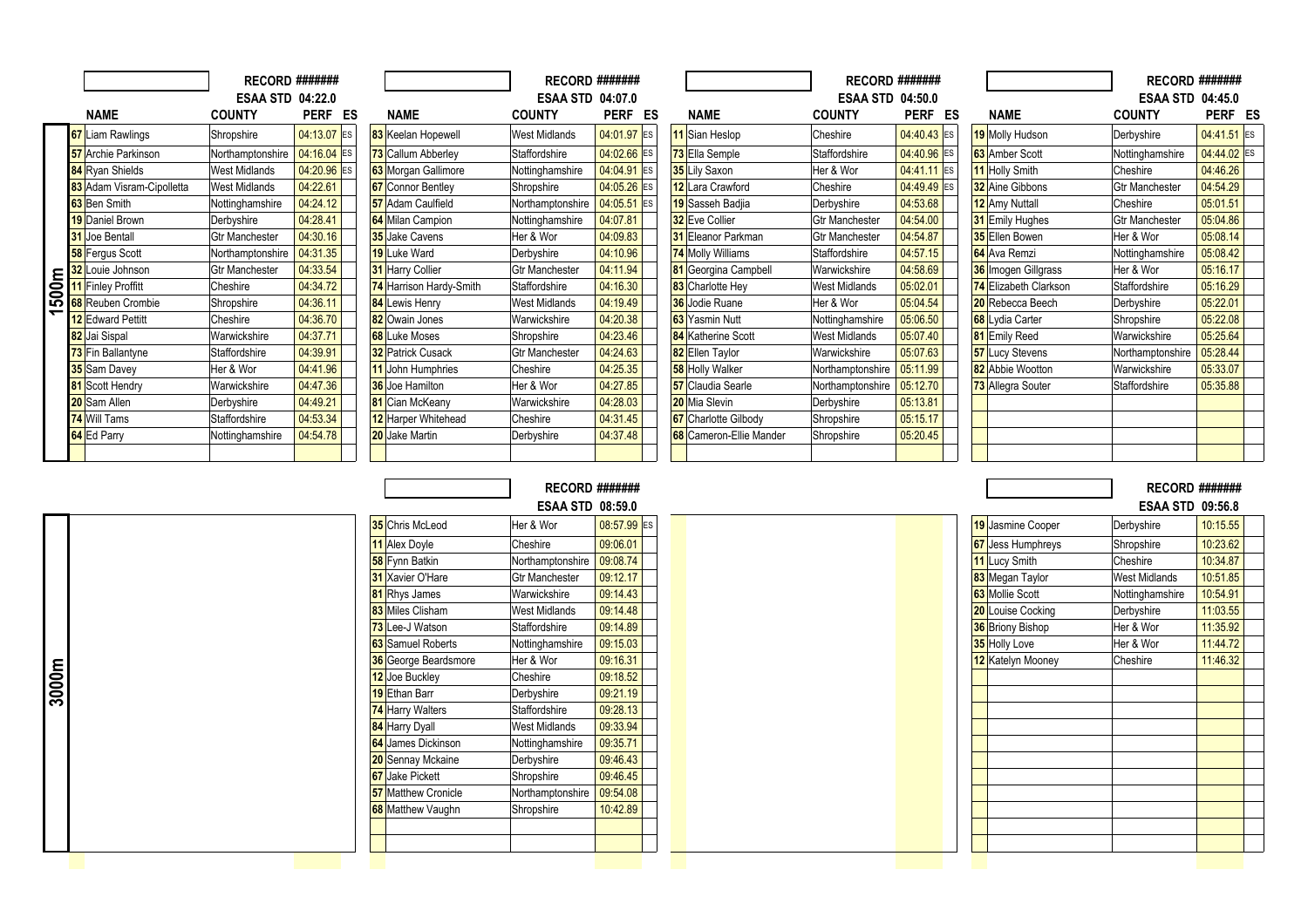## 1500m

| | NAME | COUNTY | PERF | ES |
|---|---|---|---|---|
| | | RECORD | ####### | |
| | | ESAA STD | 04:22.0 | |
| 67 | Liam Rawlings | Shropshire | 04:13.07 | ES |
| 57 | Archie Parkinson | Northamptonshire | 04:16.04 | ES |
| 84 | Ryan Shields | West Midlands | 04:20.96 | ES |
| 83 | Adam Visram-Cipolletta | West Midlands | 04:22.61 | |
| 63 | Ben Smith | Nottinghamshire | 04:24.12 | |
| 19 | Daniel Brown | Derbyshire | 04:28.41 | |
| 31 | Joe Bentall | Gtr Manchester | 04:30.16 | |
| 58 | Fergus Scott | Northamptonshire | 04:31.35 | |
| 32 | Louie Johnson | Gtr Manchester | 04:33.54 | |
| 11 | Finley Proffitt | Cheshire | 04:34.72 | |
| 68 | Reuben Crombie | Shropshire | 04:36.11 | |
| 12 | Edward Pettitt | Cheshire | 04:36.70 | |
| 82 | Jai Sispal | Warwickshire | 04:37.71 | |
| 73 | Fin Ballantyne | Staffordshire | 04:39.91 | |
| 35 | Sam Davey | Her & Wor | 04:41.96 | |
| 81 | Scott Hendry | Warwickshire | 04:47.36 | |
| 20 | Sam Allen | Derbyshire | 04:49.21 | |
| 74 | Will Tams | Staffordshire | 04:53.34 | |
| 64 | Ed Parry | Nottinghamshire | 04:54.78 | |

| | NAME | COUNTY | PERF | ES |
|---|---|---|---|---|
| | | RECORD | ####### | |
| | | ESAA STD | 04:07.0 | |
| 83 | Keelan Hopewell | West Midlands | 04:01.97 | ES |
| 73 | Callum Abberley | Staffordshire | 04:02.66 | ES |
| 63 | Morgan Gallimore | Nottinghamshire | 04:04.91 | ES |
| 67 | Connor Bentley | Shropshire | 04:05.26 | ES |
| 57 | Adam Caulfield | Northamptonshire | 04:05.51 | ES |
| 64 | Milan Campion | Nottinghamshire | 04:07.81 | |
| 35 | Jake Cavens | Her & Wor | 04:09.83 | |
| 19 | Luke Ward | Derbyshire | 04:10.96 | |
| 31 | Harry Collier | Gtr Manchester | 04:11.94 | |
| 74 | Harrison Hardy-Smith | Staffordshire | 04:16.30 | |
| 84 | Lewis Henry | West Midlands | 04:19.49 | |
| 82 | Owain Jones | Warwickshire | 04:20.38 | |
| 68 | Luke Moses | Shropshire | 04:23.46 | |
| 32 | Patrick Cusack | Gtr Manchester | 04:24.63 | |
| 11 | John Humphries | Cheshire | 04:25.35 | |
| 36 | Joe Hamilton | Her & Wor | 04:27.85 | |
| 81 | Cian McKeany | Warwickshire | 04:28.03 | |
| 12 | Harper Whitehead | Cheshire | 04:31.45 | |
| 20 | Jake Martin | Derbyshire | 04:37.48 | |

| | NAME | COUNTY | PERF | ES |
|---|---|---|---|---|
| | | RECORD | ####### | |
| | | ESAA STD | 04:50.0 | |
| 11 | Sian Heslop | Cheshire | 04:40.43 | ES |
| 73 | Ella Semple | Staffordshire | 04:40.96 | ES |
| 35 | Lily Saxon | Her & Wor | 04:41.11 | ES |
| 12 | Lara Crawford | Cheshire | 04:49.49 | ES |
| 19 | Sasseh Badjia | Derbyshire | 04:53.68 | |
| 32 | Eve Collier | Gtr Manchester | 04:54.00 | |
| 31 | Eleanor Parkman | Gtr Manchester | 04:54.87 | |
| 74 | Molly Williams | Staffordshire | 04:57.15 | |
| 81 | Georgina Campbell | Warwickshire | 04:58.69 | |
| 83 | Charlotte Hey | West Midlands | 05:02.01 | |
| 36 | Jodie Ruane | Her & Wor | 05:04.54 | |
| 63 | Yasmin Nutt | Nottinghamshire | 05:06.50 | |
| 84 | Katherine Scott | West Midlands | 05:07.40 | |
| 82 | Ellen Taylor | Warwickshire | 05:07.63 | |
| 58 | Holly Walker | Northamptonshire | 05:11.99 | |
| 57 | Claudia Searle | Northamptonshire | 05:12.70 | |
| 20 | Mia Slevin | Derbyshire | 05:13.81 | |
| 67 | Charlotte Gilbody | Shropshire | 05:15.17 | |
| 68 | Cameron-Ellie Mander | Shropshire | 05:20.45 | |

| | NAME | COUNTY | PERF | ES |
|---|---|---|---|---|
| | | RECORD | ####### | |
| | | ESAA STD | 04:45.0 | |
| 19 | Molly Hudson | Derbyshire | 04:41.51 | ES |
| 63 | Amber Scott | Nottinghamshire | 04:44.02 | ES |
| 11 | Holly Smith | Cheshire | 04:46.26 | |
| 32 | Aine Gibbons | Gtr Manchester | 04:54.29 | |
| 12 | Amy Nuttall | Cheshire | 05:01.51 | |
| 31 | Emily Hughes | Gtr Manchester | 05:04.86 | |
| 35 | Ellen Bowen | Her & Wor | 05:08.14 | |
| 64 | Ava Remzi | Nottinghamshire | 05:08.42 | |
| 36 | Imogen Gillgrass | Her & Wor | 05:16.17 | |
| 74 | Elizabeth Clarkson | Staffordshire | 05:16.29 | |
| 20 | Rebecca Beech | Derbyshire | 05:22.01 | |
| 68 | Lydia Carter | Shropshire | 05:22.08 | |
| 81 | Emily Reed | Warwickshire | 05:25.64 | |
| 57 | Lucy Stevens | Northamptonshire | 05:28.44 | |
| 82 | Abbie Wootton | Warwickshire | 05:33.07 | |
| 73 | Allegra Souter | Staffordshire | 05:35.88 | |

## 3000m

| | NAME | COUNTY | PERF | ES |
|---|---|---|---|---|
| | | RECORD | ####### | |
| | | ESAA STD | 08:59.0 | |
| 35 | Chris McLeod | Her & Wor | 08:57.99 | ES |
| 11 | Alex Doyle | Cheshire | 09:06.01 | |
| 58 | Fynn Batkin | Northamptonshire | 09:08.74 | |
| 31 | Xavier O'Hare | Gtr Manchester | 09:12.17 | |
| 81 | Rhys James | Warwickshire | 09:14.43 | |
| 83 | Miles Clisham | West Midlands | 09:14.48 | |
| 73 | Lee-J Watson | Staffordshire | 09:14.89 | |
| 63 | Samuel Roberts | Nottinghamshire | 09:15.03 | |
| 36 | George Beardsmore | Her & Wor | 09:16.31 | |
| 12 | Joe Buckley | Cheshire | 09:18.52 | |
| 19 | Ethan Barr | Derbyshire | 09:21.19 | |
| 74 | Harry Walters | Staffordshire | 09:28.13 | |
| 84 | Harry Dyall | West Midlands | 09:33.94 | |
| 64 | James Dickinson | Nottinghamshire | 09:35.71 | |
| 20 | Sennay Mckaine | Derbyshire | 09:46.43 | |
| 67 | Jake Pickett | Shropshire | 09:46.45 | |
| 57 | Matthew Cronicle | Northamptonshire | 09:54.08 | |
| 68 | Matthew Vaughn | Shropshire | 10:42.89 | |

| | NAME | COUNTY | PERF | ES |
|---|---|---|---|---|
| | | RECORD | ####### | |
| | | ESAA STD | 09:56.8 | |
| 19 | Jasmine Cooper | Derbyshire | 10:15.55 | |
| 67 | Jess Humphreys | Shropshire | 10:23.62 | |
| 11 | Lucy Smith | Cheshire | 10:34.87 | |
| 83 | Megan Taylor | West Midlands | 10:51.85 | |
| 63 | Mollie Scott | Nottinghamshire | 10:54.91 | |
| 20 | Louise Cocking | Derbyshire | 11:03.55 | |
| 36 | Briony Bishop | Her & Wor | 11:35.92 | |
| 35 | Holly Love | Her & Wor | 11:44.72 | |
| 12 | Katelyn Mooney | Cheshire | 11:46.32 | |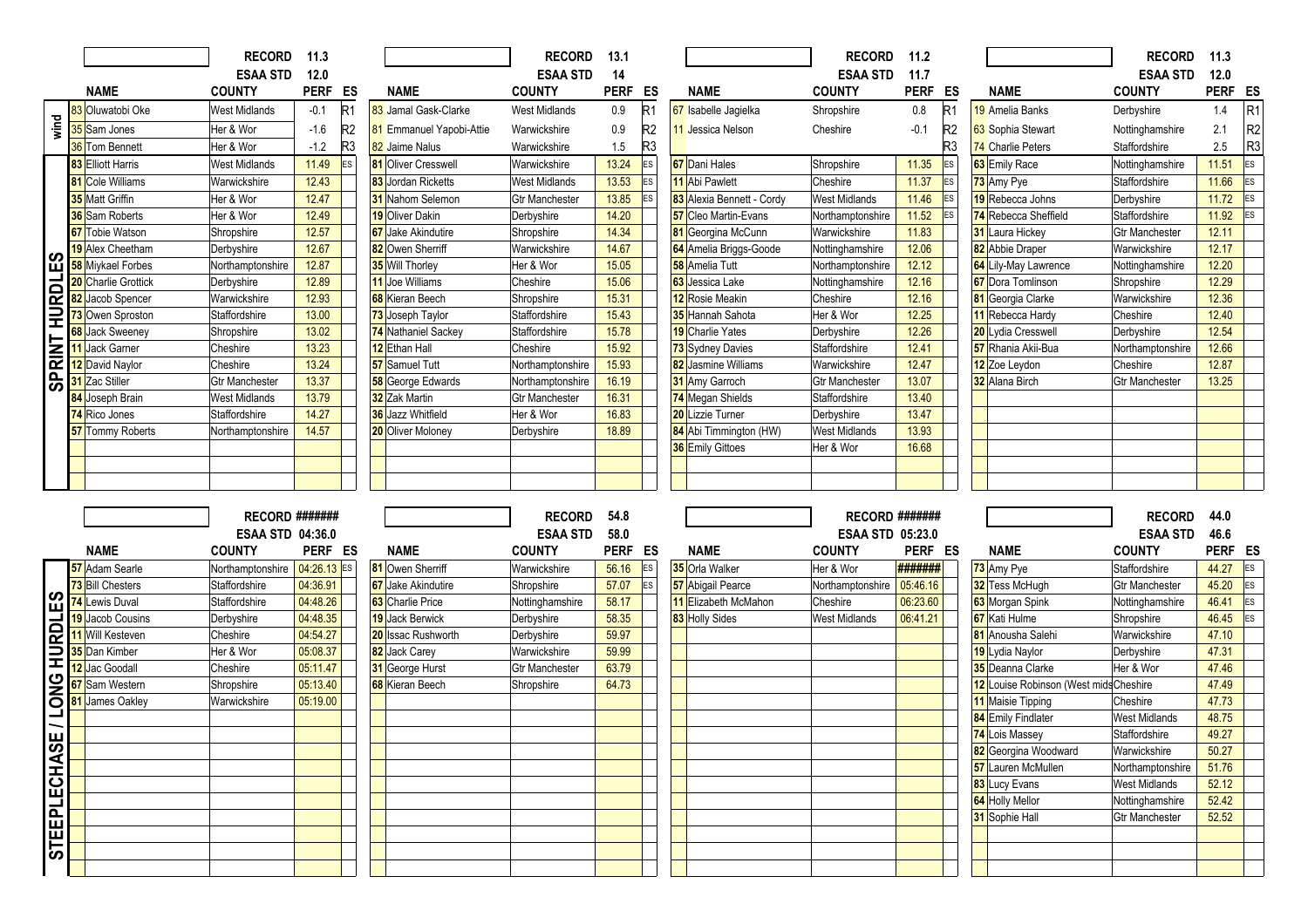## SPRINT HURDLES

| | RECORD 11.3 | | |
|---|---|---|---|
| | ESAA STD 12.0 | | |
| **NAME** | **COUNTY** | **PERF** | **ES** |
| *wind* | | | |
| 83 Oluwatobi Oke | West Midlands | -0.1 | R1 |
| 35 Sam Jones | Her & Wor | -1.6 | R2 |
| 36 Tom Bennett | Her & Wor | -1.2 | R3 |
| 83 Elliott Harris | West Midlands | 11.49 | ES |
| 81 Cole Williams | Warwickshire | 12.43 | |
| 35 Matt Griffin | Her & Wor | 12.47 | |
| 36 Sam Roberts | Her & Wor | 12.49 | |
| 67 Tobie Watson | Shropshire | 12.57 | |
| 19 Alex Cheetham | Derbyshire | 12.67 | |
| 58 Miykael Forbes | Northamptonshire | 12.87 | |
| 20 Charlie Grottick | Derbyshire | 12.89 | |
| 82 Jacob Spencer | Warwickshire | 12.93 | |
| 73 Owen Sproston | Staffordshire | 13.00 | |
| 68 Jack Sweeney | Shropshire | 13.02 | |
| 11 Jack Garner | Cheshire | 13.23 | |
| 12 David Naylor | Cheshire | 13.24 | |
| 31 Zac Stiller | Gtr Manchester | 13.37 | |
| 84 Joseph Brain | West Midlands | 13.79 | |
| 74 Rico Jones | Staffordshire | 14.27 | |
| 57 Tommy Roberts | Northamptonshire | 14.57 | |

| | RECORD 13.1 | | |
|---|---|---|---|
| | ESAA STD 14 | | |
| **NAME** | **COUNTY** | **PERF** | **ES** |
| 83 Jamal Gask-Clarke | West Midlands | 0.9 | R1 |
| 81 Emmanuel Yapobi-Attie | Warwickshire | 0.9 | R2 |
| 82 Jaime Nalus | Warwickshire | 1.5 | R3 |
| 81 Oliver Cresswell | Warwickshire | 13.24 | ES |
| 83 Jordan Ricketts | West Midlands | 13.53 | ES |
| 31 Nahom Selemon | Gtr Manchester | 13.85 | ES |
| 19 Oliver Dakin | Derbyshire | 14.20 | |
| 67 Jake Akindutire | Shropshire | 14.34 | |
| 82 Owen Sherriff | Warwickshire | 14.67 | |
| 35 Will Thorley | Her & Wor | 15.05 | |
| 11 Joe Williams | Cheshire | 15.06 | |
| 68 Kieran Beech | Shropshire | 15.31 | |
| 73 Joseph Taylor | Staffordshire | 15.43 | |
| 74 Nathaniel Sackey | Staffordshire | 15.78 | |
| 12 Ethan Hall | Cheshire | 15.92 | |
| 57 Samuel Tutt | Northamptonshire | 15.93 | |
| 58 George Edwards | Northamptonshire | 16.19 | |
| 32 Zak Martin | Gtr Manchester | 16.31 | |
| 36 Jazz Whitfield | Her & Wor | 16.83 | |
| 20 Oliver Moloney | Derbyshire | 18.89 | |

| | RECORD 11.2 | | |
|---|---|---|---|
| | ESAA STD 11.7 | | |
| **NAME** | **COUNTY** | **PERF** | **ES** |
| 67 Isabelle Jagielka | Shropshire | 0.8 | R1 |
| 11 Jessica Nelson | Cheshire | -0.1 | R2 |
| | | | R3 |
| 67 Dani Hales | Shropshire | 11.35 | ES |
| 11 Abi Pawlett | Cheshire | 11.37 | ES |
| 83 Alexia Bennett - Cordy | West Midlands | 11.46 | ES |
| 57 Cleo Martin-Evans | Northamptonshire | 11.52 | ES |
| 81 Georgina McCunn | Warwickshire | 11.83 | |
| 64 Amelia Briggs-Goode | Nottinghamshire | 12.06 | |
| 58 Amelia Tutt | Northamptonshire | 12.12 | |
| 63 Jessica Lake | Nottinghamshire | 12.16 | |
| 12 Rosie Meakin | Cheshire | 12.16 | |
| 35 Hannah Sahota | Her & Wor | 12.25 | |
| 19 Charlie Yates | Derbyshire | 12.26 | |
| 73 Sydney Davies | Staffordshire | 12.41 | |
| 82 Jasmine Williams | Warwickshire | 12.47 | |
| 31 Amy Garroch | Gtr Manchester | 13.07 | |
| 74 Megan Shields | Staffordshire | 13.40 | |
| 20 Lizzie Turner | Derbyshire | 13.47 | |
| 84 Abi Timmington (HW) | West Midlands | 13.93 | |
| 36 Emily Gittoes | Her & Wor | 16.68 | |

| | RECORD 11.3 | | |
|---|---|---|---|
| | ESAA STD 12.0 | | |
| **NAME** | **COUNTY** | **PERF** | **ES** |
| 19 Amelia Banks | Derbyshire | 1.4 | R1 |
| 63 Sophia Stewart | Nottinghamshire | 2.1 | R2 |
| 74 Charlie Peters | Staffordshire | 2.5 | R3 |
| 63 Emily Race | Nottinghamshire | 11.51 | ES |
| 73 Amy Pye | Staffordshire | 11.66 | ES |
| 19 Rebecca Johns | Derbyshire | 11.72 | ES |
| 74 Rebecca Sheffield | Staffordshire | 11.92 | ES |
| 31 Laura Hickey | Gtr Manchester | 12.11 | |
| 82 Abbie Draper | Warwickshire | 12.17 | |
| 64 Lily-May Lawrence | Nottinghamshire | 12.20 | |
| 67 Dora Tomlinson | Shropshire | 12.29 | |
| 81 Georgia Clarke | Warwickshire | 12.36 | |
| 11 Rebecca Hardy | Cheshire | 12.40 | |
| 20 Lydia Cresswell | Derbyshire | 12.54 | |
| 57 Rhania Akii-Bua | Northamptonshire | 12.66 | |
| 12 Zoe Leydon | Cheshire | 12.87 | |
| 32 Alana Birch | Gtr Manchester | 13.25 | |

## STEEPLECHASE / LONG HURDLES

| | RECORD ####### | | |
|---|---|---|---|
| | ESAA STD 04:36.0 | | |
| **NAME** | **COUNTY** | **PERF** | **ES** |
| 57 Adam Searle | Northamptonshire | 04:26.13 | ES |
| 73 Bill Chesters | Staffordshire | 04:36.91 | |
| 74 Lewis Duval | Staffordshire | 04:48.26 | |
| 19 Jacob Cousins | Derbyshire | 04:48.35 | |
| 11 Will Kesteven | Cheshire | 04:54.27 | |
| 35 Dan Kimber | Her & Wor | 05:08.37 | |
| 12 Jac Goodall | Cheshire | 05:11.47 | |
| 67 Sam Western | Shropshire | 05:13.40 | |
| 81 James Oakley | Warwickshire | 05:19.00 | |

| | RECORD 54.8 | | |
|---|---|---|---|
| | ESAA STD 58.0 | | |
| **NAME** | **COUNTY** | **PERF** | **ES** |
| 81 Owen Sherriff | Warwickshire | 56.16 | ES |
| 67 Jake Akindutire | Shropshire | 57.07 | ES |
| 63 Charlie Price | Nottinghamshire | 58.17 | |
| 19 Jack Berwick | Derbyshire | 58.35 | |
| 20 Issac Rushworth | Derbyshire | 59.97 | |
| 82 Jack Carey | Warwickshire | 59.99 | |
| 31 George Hurst | Gtr Manchester | 63.79 | |
| 68 Kieran Beech | Shropshire | 64.73 | |

| | RECORD ####### | | |
|---|---|---|---|
| | ESAA STD 05:23.0 | | |
| **NAME** | **COUNTY** | **PERF** | **ES** |
| 35 Orla Walker | Her & Wor | ####### | |
| 57 Abigail Pearce | Northamptonshire | 05:46.16 | |
| 11 Elizabeth McMahon | Cheshire | 06:23.60 | |
| 83 Holly Sides | West Midlands | 06:41.21 | |

| | RECORD 44.0 | | |
|---|---|---|---|
| | ESAA STD 46.6 | | |
| **NAME** | **COUNTY** | **PERF** | **ES** |
| 73 Amy Pye | Staffordshire | 44.27 | ES |
| 32 Tess McHugh | Gtr Manchester | 45.20 | ES |
| 63 Morgan Spink | Nottinghamshire | 46.41 | ES |
| 67 Kati Hulme | Shropshire | 46.45 | ES |
| 81 Anousha Salehi | Warwickshire | 47.10 | |
| 19 Lydia Naylor | Derbyshire | 47.31 | |
| 35 Deanna Clarke | Her & Wor | 47.46 | |
| 12 Louise Robinson (West mids | Cheshire | 47.49 | |
| 11 Maisie Tipping | Cheshire | 47.73 | |
| 84 Emily Findlater | West Midlands | 48.75 | |
| 74 Lois Massey | Staffordshire | 49.27 | |
| 82 Georgina Woodward | Warwickshire | 50.27 | |
| 57 Lauren McMullen | Northamptonshire | 51.76 | |
| 83 Lucy Evans | West Midlands | 52.12 | |
| 64 Holly Mellor | Nottinghamshire | 52.42 | |
| 31 Sophie Hall | Gtr Manchester | 52.52 | |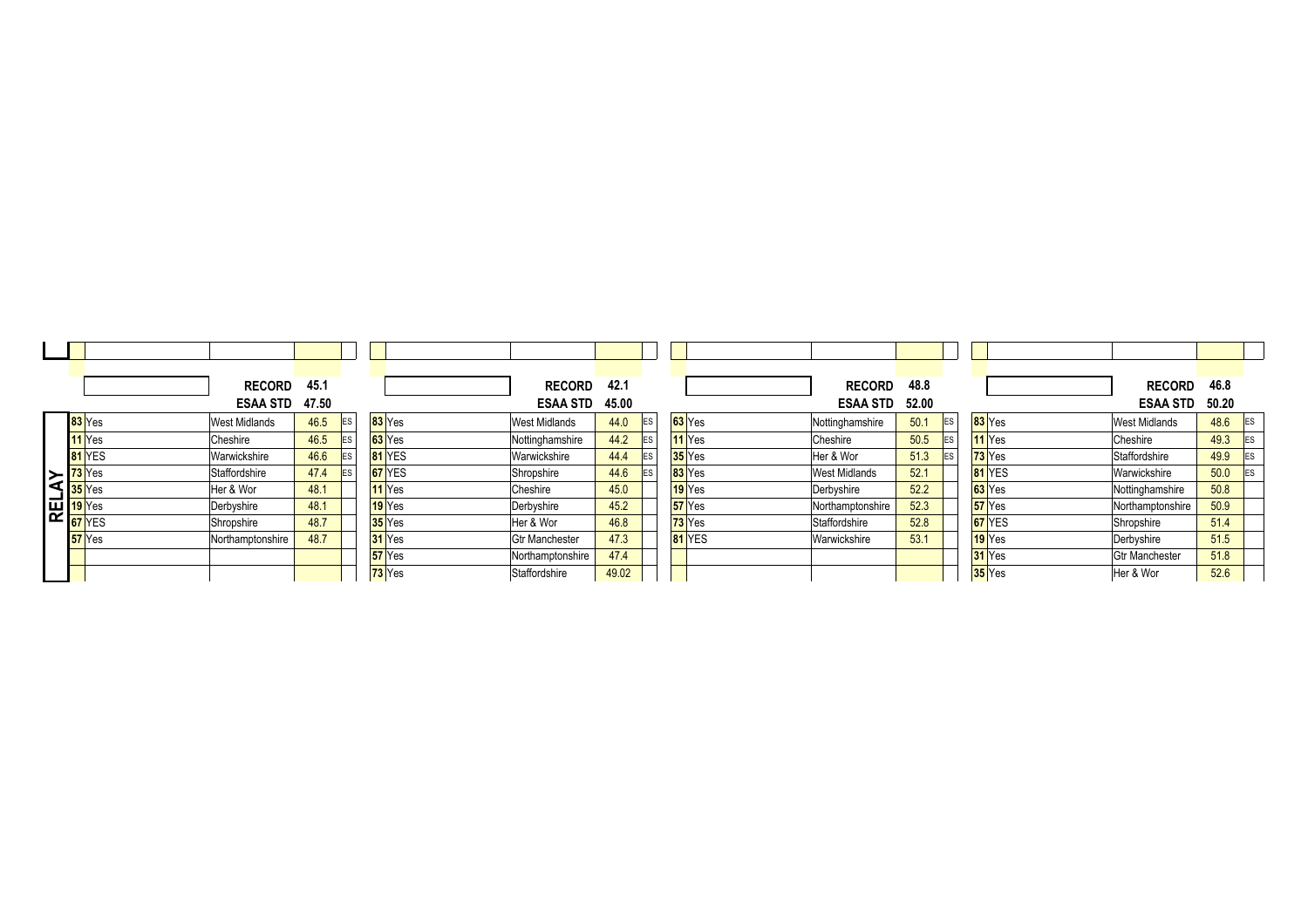**RELAY**

| | | RECORD | 45.1 | |
|---|---|---|---|---|
| | | ESAA STD | 47.50 | |
| 83 | Yes | West Midlands | 46.5 | ES |
| 11 | Yes | Cheshire | 46.5 | ES |
| 81 | YES | Warwickshire | 46.6 | ES |
| 73 | Yes | Staffordshire | 47.4 | ES |
| 35 | Yes | Her & Wor | 48.1 | |
| 19 | Yes | Derbyshire | 48.1 | |
| 67 | YES | Shropshire | 48.7 | |
| 57 | Yes | Northamptonshire | 48.7 | |

| | | RECORD | 42.1 | |
|---|---|---|---|---|
| | | ESAA STD | 45.00 | |
| 83 | Yes | West Midlands | 44.0 | ES |
| 63 | Yes | Nottinghamshire | 44.2 | ES |
| 81 | YES | Warwickshire | 44.4 | ES |
| 67 | YES | Shropshire | 44.6 | ES |
| 11 | Yes | Cheshire | 45.0 | |
| 19 | Yes | Derbyshire | 45.2 | |
| 35 | Yes | Her & Wor | 46.8 | |
| 31 | Yes | Gtr Manchester | 47.3 | |
| 57 | Yes | Northamptonshire | 47.4 | |
| 73 | Yes | Staffordshire | 49.02 | |

| | | RECORD | 48.8 | |
|---|---|---|---|---|
| | | ESAA STD | 52.00 | |
| 63 | Yes | Nottinghamshire | 50.1 | ES |
| 11 | Yes | Cheshire | 50.5 | ES |
| 35 | Yes | Her & Wor | 51.3 | ES |
| 83 | Yes | West Midlands | 52.1 | |
| 19 | Yes | Derbyshire | 52.2 | |
| 57 | Yes | Northamptonshire | 52.3 | |
| 73 | Yes | Staffordshire | 52.8 | |
| 81 | YES | Warwickshire | 53.1 | |

| | | RECORD | 46.8 | |
|---|---|---|---|---|
| | | ESAA STD | 50.20 | |
| 83 | Yes | West Midlands | 48.6 | ES |
| 11 | Yes | Cheshire | 49.3 | ES |
| 73 | Yes | Staffordshire | 49.9 | ES |
| 81 | YES | Warwickshire | 50.0 | ES |
| 63 | Yes | Nottinghamshire | 50.8 | |
| 57 | Yes | Northamptonshire | 50.9 | |
| 67 | YES | Shropshire | 51.4 | |
| 19 | Yes | Derbyshire | 51.5 | |
| 31 | Yes | Gtr Manchester | 51.8 | |
| 35 | Yes | Her & Wor | 52.6 | |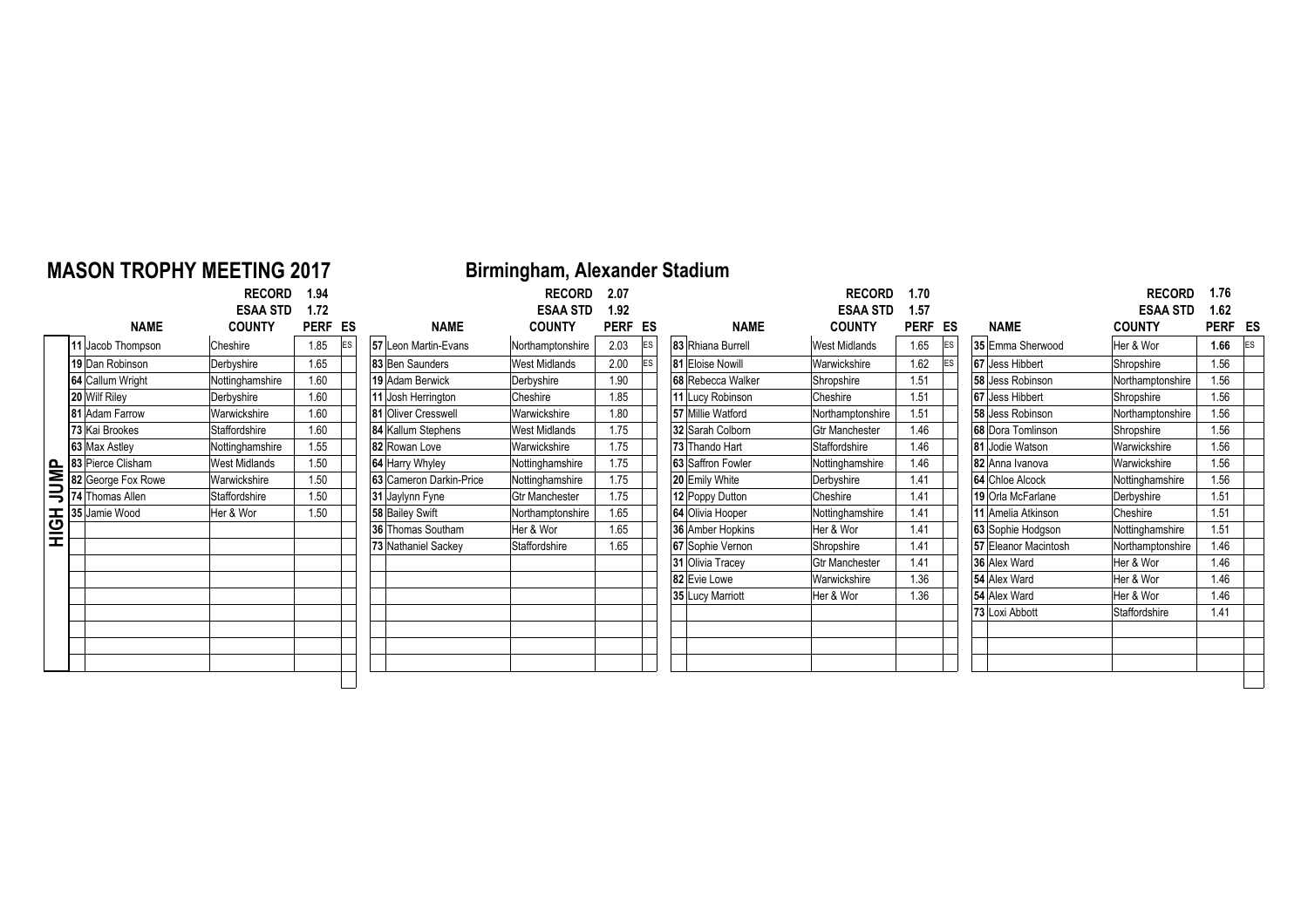# MASON TROPHY MEETING 2017

## Birmingham, Alexander Stadium

## HIGH JUMP

| | NAME | COUNTY | PERF | ES |
|---|---|---|---|---|
| | | RECORD | 1.94 | |
| | | ESAA STD | 1.72 | |
| 11 | Jacob Thompson | Cheshire | 1.85 | ES |
| 19 | Dan Robinson | Derbyshire | 1.65 | |
| 64 | Callum Wright | Nottinghamshire | 1.60 | |
| 20 | Wilf Riley | Derbyshire | 1.60 | |
| 81 | Adam Farrow | Warwickshire | 1.60 | |
| 73 | Kai Brookes | Staffordshire | 1.60 | |
| 63 | Max Astley | Nottinghamshire | 1.55 | |
| 83 | Pierce Clisham | West Midlands | 1.50 | |
| 82 | George Fox Rowe | Warwickshire | 1.50 | |
| 74 | Thomas Allen | Staffordshire | 1.50 | |
| 35 | Jamie Wood | Her & Wor | 1.50 | |

| | NAME | COUNTY | PERF | ES |
|---|---|---|---|---|
| | | RECORD | 2.07 | |
| | | ESAA STD | 1.92 | |
| 57 | Leon Martin-Evans | Northamptonshire | 2.03 | ES |
| 83 | Ben Saunders | West Midlands | 2.00 | ES |
| 19 | Adam Berwick | Derbyshire | 1.90 | |
| 11 | Josh Herrington | Cheshire | 1.85 | |
| 81 | Oliver Cresswell | Warwickshire | 1.80 | |
| 84 | Kallum Stephens | West Midlands | 1.75 | |
| 82 | Rowan Love | Warwickshire | 1.75 | |
| 64 | Harry Whyley | Nottinghamshire | 1.75 | |
| 63 | Cameron Darkin-Price | Nottinghamshire | 1.75 | |
| 31 | Jaylynn Fyne | Gtr Manchester | 1.75 | |
| 58 | Bailey Swift | Northamptonshire | 1.65 | |
| 36 | Thomas Southam | Her & Wor | 1.65 | |
| 73 | Nathaniel Sackey | Staffordshire | 1.65 | |

| | NAME | COUNTY | PERF | ES |
|---|---|---|---|---|
| | | RECORD | 1.70 | |
| | | ESAA STD | 1.57 | |
| 83 | Rhiana Burrell | West Midlands | 1.65 | ES |
| 81 | Eloise Nowill | Warwickshire | 1.62 | ES |
| 68 | Rebecca Walker | Shropshire | 1.51 | |
| 11 | Lucy Robinson | Cheshire | 1.51 | |
| 57 | Millie Watford | Northamptonshire | 1.51 | |
| 32 | Sarah Colborn | Gtr Manchester | 1.46 | |
| 63 | Saffron Fowler | Nottinghamshire | 1.46 | |
| 73 | Thando Hart | Staffordshire | 1.46 | |
| 20 | Emily White | Derbyshire | 1.41 | |
| 12 | Poppy Dutton | Cheshire | 1.41 | |
| 64 | Olivia Hooper | Nottinghamshire | 1.41 | |
| 36 | Amber Hopkins | Her & Wor | 1.41 | |
| 67 | Sophie Vernon | Shropshire | 1.41 | |
| 31 | Olivia Tracey | Gtr Manchester | 1.41 | |
| 82 | Evie Lowe | Warwickshire | 1.36 | |
| 35 | Lucy Marriott | Her & Wor | 1.36 | |

| | NAME | COUNTY | PERF | ES |
|---|---|---|---|---|
| | | RECORD | 1.76 | |
| | | ESAA STD | 1.62 | |
| 35 | Emma Sherwood | Her & Wor | **1.66** | ES |
| 67 | Jess Hibbert | Shropshire | 1.56 | |
| 58 | Jess Robinson | Northamptonshire | 1.56 | |
| 67 | Jess Hibbert | Shropshire | 1.56 | |
| 58 | Jess Robinson | Northamptonshire | 1.56 | |
| 68 | Dora Tomlinson | Shropshire | 1.56 | |
| 81 | Jodie Watson | Warwickshire | 1.56 | |
| 82 | Anna Ivanova | Warwickshire | 1.56 | |
| 64 | Chloe Alcock | Nottinghamshire | 1.56 | |
| 19 | Orla McFarlane | Derbyshire | 1.51 | |
| 11 | Amelia Atkinson | Cheshire | 1.51 | |
| 63 | Sophie Hodgson | Nottinghamshire | 1.51 | |
| 57 | Eleanor Macintosh | Northamptonshire | 1.46 | |
| 36 | Alex Ward | Her & Wor | 1.46 | |
| 54 | Alex Ward | Her & Wor | 1.46 | |
| 54 | Alex Ward | Her & Wor | 1.46 | |
| 73 | Loxi Abbott | Staffordshire | 1.41 | |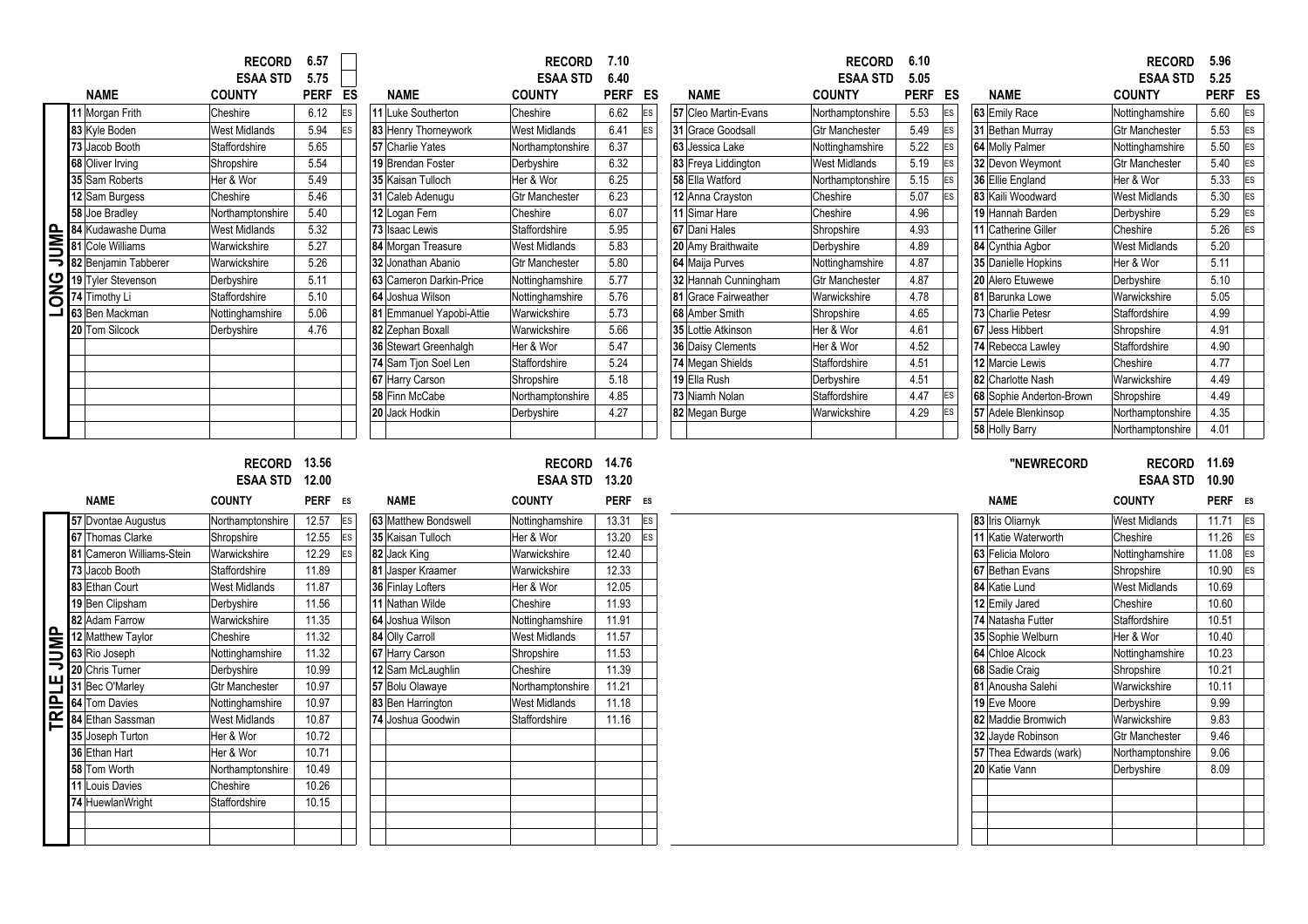## LONG JUMP

| | NAME | COUNTY | PERF | ES |
|---|---|---|---|---|
| | | RECORD | 6.57 | |
| | | ESAA STD | 5.75 | |
| 11 | Morgan Frith | Cheshire | 6.12 | ES |
| 83 | Kyle Boden | West Midlands | 5.94 | ES |
| 73 | Jacob Booth | Staffordshire | 5.65 | |
| 68 | Oliver Irving | Shropshire | 5.54 | |
| 35 | Sam Roberts | Her & Wor | 5.49 | |
| 12 | Sam Burgess | Cheshire | 5.46 | |
| 58 | Joe Bradley | Northamptonshire | 5.40 | |
| 84 | Kudawashe Duma | West Midlands | 5.32 | |
| 81 | Cole Williams | Warwickshire | 5.27 | |
| 82 | Benjamin Tabberer | Warwickshire | 5.26 | |
| 19 | Tyler Stevenson | Derbyshire | 5.11 | |
| 74 | Timothy Li | Staffordshire | 5.10 | |
| 63 | Ben Mackman | Nottinghamshire | 5.06 | |
| 20 | Tom Silcock | Derbyshire | 4.76 | |

| | NAME | COUNTY | PERF | ES |
|---|---|---|---|---|
| | | RECORD | 7.10 | |
| | | ESAA STD | 6.40 | |
| 11 | Luke Southerton | Cheshire | 6.62 | ES |
| 83 | Henry Thorneywork | West Midlands | 6.41 | ES |
| 57 | Charlie Yates | Northamptonshire | 6.37 | |
| 19 | Brendan Foster | Derbyshire | 6.32 | |
| 35 | Kaisan Tulloch | Her & Wor | 6.25 | |
| 31 | Caleb Adenugu | Gtr Manchester | 6.23 | |
| 12 | Logan Fern | Cheshire | 6.07 | |
| 73 | Isaac Lewis | Staffordshire | 5.95 | |
| 84 | Morgan Treasure | West Midlands | 5.83 | |
| 32 | Jonathan Abanio | Gtr Manchester | 5.80 | |
| 63 | Cameron Darkin-Price | Nottinghamshire | 5.77 | |
| 64 | Joshua Wilson | Nottinghamshire | 5.76 | |
| 81 | Emmanuel Yapobi-Attie | Warwickshire | 5.73 | |
| 82 | Zephan Boxall | Warwickshire | 5.66 | |
| 36 | Stewart Greenhalgh | Her & Wor | 5.47 | |
| 74 | Sam Tjon Soel Len | Staffordshire | 5.24 | |
| 67 | Harry Carson | Shropshire | 5.18 | |
| 58 | Finn McCabe | Northamptonshire | 4.85 | |
| 20 | Jack Hodkin | Derbyshire | 4.27 | |

| | NAME | COUNTY | PERF | ES |
|---|---|---|---|---|
| | | RECORD | 6.10 | |
| | | ESAA STD | 5.05 | |
| 57 | Cleo Martin-Evans | Northamptonshire | 5.53 | ES |
| 31 | Grace Goodsall | Gtr Manchester | 5.49 | ES |
| 63 | Jessica Lake | Nottinghamshire | 5.22 | ES |
| 83 | Freya Liddington | West Midlands | 5.19 | ES |
| 58 | Ella Watford | Northamptonshire | 5.15 | ES |
| 12 | Anna Crayston | Cheshire | 5.07 | ES |
| 11 | Simar Hare | Cheshire | 4.96 | |
| 67 | Dani Hales | Shropshire | 4.93 | |
| 20 | Amy Braithwaite | Derbyshire | 4.89 | |
| 64 | Maija Purves | Nottinghamshire | 4.87 | |
| 32 | Hannah Cunningham | Gtr Manchester | 4.87 | |
| 81 | Grace Fairweather | Warwickshire | 4.78 | |
| 68 | Amber Smith | Shropshire | 4.65 | |
| 35 | Lottie Atkinson | Her & Wor | 4.61 | |
| 36 | Daisy Clements | Her & Wor | 4.52 | |
| 74 | Megan Shields | Staffordshire | 4.51 | |
| 19 | Ella Rush | Derbyshire | 4.51 | |
| 73 | Niamh Nolan | Staffordshire | 4.47 | ES |
| 82 | Megan Burge | Warwickshire | 4.29 | ES |

| | NAME | COUNTY | PERF | ES |
|---|---|---|---|---|
| | | RECORD | 5.96 | |
| | | ESAA STD | 5.25 | |
| 63 | Emily Race | Nottinghamshire | 5.60 | ES |
| 31 | Bethan Murray | Gtr Manchester | 5.53 | ES |
| 64 | Molly Palmer | Nottinghamshire | 5.50 | ES |
| 32 | Devon Weymont | Gtr Manchester | 5.40 | ES |
| 36 | Ellie England | Her & Wor | 5.33 | ES |
| 83 | Kaili Woodward | West Midlands | 5.30 | ES |
| 19 | Hannah Barden | Derbyshire | 5.29 | ES |
| 11 | Catherine Giller | Cheshire | 5.26 | ES |
| 84 | Cynthia Agbor | West Midlands | 5.20 | |
| 35 | Danielle Hopkins | Her & Wor | 5.11 | |
| 20 | Alero Etuwewe | Derbyshire | 5.10 | |
| 81 | Barunka Lowe | Warwickshire | 5.05 | |
| 73 | Charlie Petesr | Staffordshire | 4.99 | |
| 67 | Jess Hibbert | Shropshire | 4.91 | |
| 74 | Rebecca Lawley | Staffordshire | 4.90 | |
| 12 | Marcie Lewis | Cheshire | 4.77 | |
| 82 | Charlotte Nash | Warwickshire | 4.49 | |
| 68 | Sophie Anderton-Brown | Shropshire | 4.49 | |
| 57 | Adele Blenkinsop | Northamptonshire | 4.35 | |
| 58 | Holly Barry | Northamptonshire | 4.01 | |

## TRIPLE JUMP

| | NAME | COUNTY | PERF | ES |
|---|---|---|---|---|
| | | RECORD | 13.56 | |
| | | ESAA STD | 12.00 | |
| 57 | Dvontae Augustus | Northamptonshire | 12.57 | ES |
| 67 | Thomas Clarke | Shropshire | 12.55 | ES |
| 81 | Cameron Williams-Stein | Warwickshire | 12.29 | ES |
| 73 | Jacob Booth | Staffordshire | 11.89 | |
| 83 | Ethan Court | West Midlands | 11.87 | |
| 19 | Ben Clipsham | Derbyshire | 11.56 | |
| 82 | Adam Farrow | Warwickshire | 11.35 | |
| 12 | Matthew Taylor | Cheshire | 11.32 | |
| 63 | Rio Joseph | Nottinghamshire | 11.32 | |
| 20 | Chris Turner | Derbyshire | 10.99 | |
| 31 | Bec O'Marley | Gtr Manchester | 10.97 | |
| 64 | Tom Davies | Nottinghamshire | 10.97 | |
| 84 | Ethan Sassman | West Midlands | 10.87 | |
| 35 | Joseph Turton | Her & Wor | 10.72 | |
| 36 | Ethan Hart | Her & Wor | 10.71 | |
| 58 | Tom Worth | Northamptonshire | 10.49 | |
| 11 | Louis Davies | Cheshire | 10.26 | |
| 74 | HuewlanWright | Staffordshire | 10.15 | |

| | NAME | COUNTY | PERF | ES |
|---|---|---|---|---|
| | | RECORD | 14.76 | |
| | | ESAA STD | 13.20 | |
| 63 | Matthew Bondswell | Nottinghamshire | 13.31 | ES |
| 35 | Kaisan Tulloch | Her & Wor | 13.20 | ES |
| 82 | Jack King | Warwickshire | 12.40 | |
| 81 | Jasper Kraamer | Warwickshire | 12.33 | |
| 36 | Finlay Lofters | Her & Wor | 12.05 | |
| 11 | Nathan Wilde | Cheshire | 11.93 | |
| 64 | Joshua Wilson | Nottinghamshire | 11.91 | |
| 84 | Olly Carroll | West Midlands | 11.57 | |
| 67 | Harry Carson | Shropshire | 11.53 | |
| 12 | Sam McLaughlin | Cheshire | 11.39 | |
| 57 | Bolu Olawaye | Northamptonshire | 11.21 | |
| 83 | Ben Harrington | West Midlands | 11.18 | |
| 74 | Joshua Goodwin | Staffordshire | 11.16 | |

"NEWRECORD

| | NAME | COUNTY | PERF | ES |
|---|---|---|---|---|
| | | RECORD | 11.69 | |
| | | ESAA STD | 10.90 | |
| 83 | Iris Oliarnyk | West Midlands | 11.71 | ES |
| 11 | Katie Waterworth | Cheshire | 11.26 | ES |
| 63 | Felicia Moloro | Nottinghamshire | 11.08 | ES |
| 67 | Bethan Evans | Shropshire | 10.90 | ES |
| 84 | Katie Lund | West Midlands | 10.69 | |
| 12 | Emily Jared | Cheshire | 10.60 | |
| 74 | Natasha Futter | Staffordshire | 10.51 | |
| 35 | Sophie Welburn | Her & Wor | 10.40 | |
| 64 | Chloe Alcock | Nottinghamshire | 10.23 | |
| 68 | Sadie Craig | Shropshire | 10.21 | |
| 81 | Anousha Salehi | Warwickshire | 10.11 | |
| 19 | Eve Moore | Derbyshire | 9.99 | |
| 82 | Maddie Bromwich | Warwickshire | 9.83 | |
| 32 | Jayde Robinson | Gtr Manchester | 9.46 | |
| 57 | Thea Edwards (wark) | Northamptonshire | 9.06 | |
| 20 | Katie Vann | Derbyshire | 8.09 | |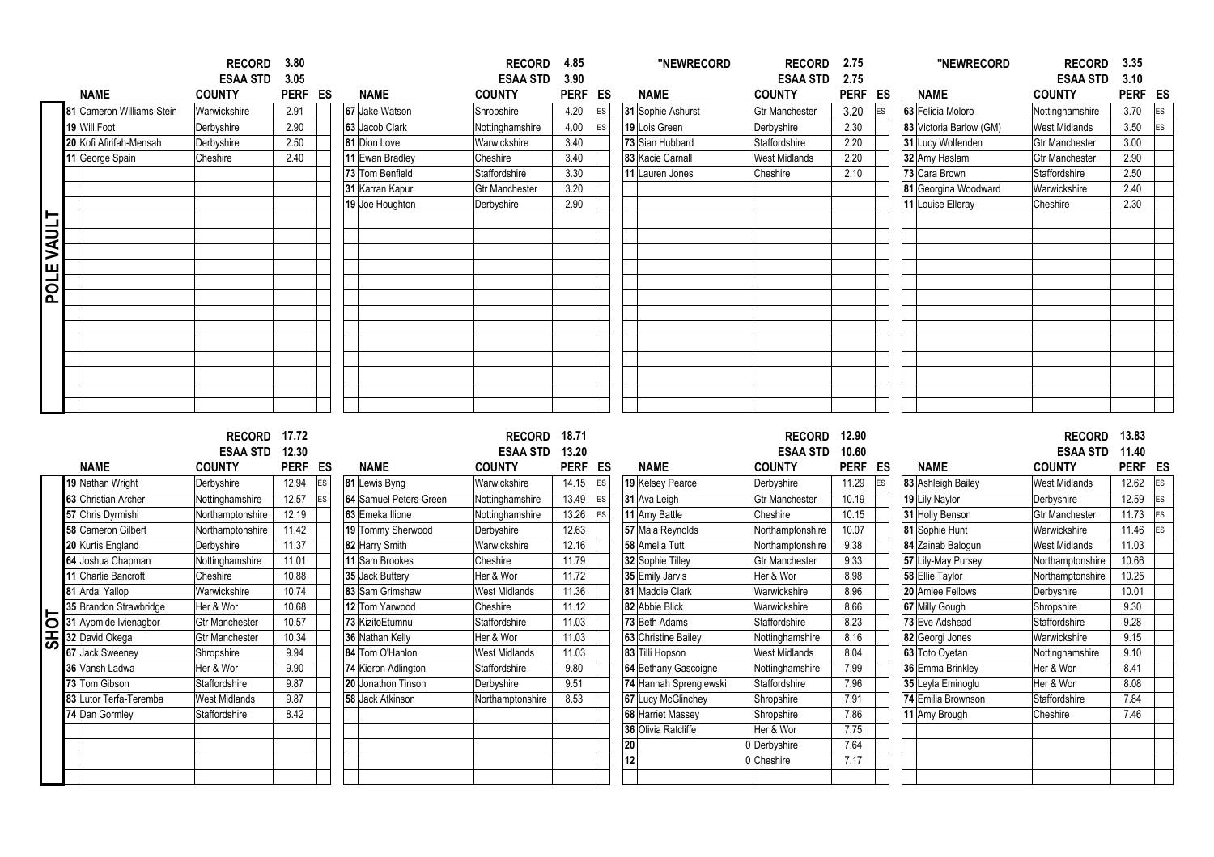## POLE VAULT

| | NAME | COUNTY | PERF | ES |
|---|---|---|---|---|
| | | RECORD | 3.80 | |
| | | ESAA STD | 3.05 | |
| 81 | Cameron Williams-Stein | Warwickshire | 2.91 | |
| 19 | Will Foot | Derbyshire | 2.90 | |
| 20 | Kofi Afirifah-Mensah | Derbyshire | 2.50 | |
| 11 | George Spain | Cheshire | 2.40 | |

| | NAME | COUNTY | PERF | ES |
|---|---|---|---|---|
| | | RECORD | 4.85 | |
| | | ESAA STD | 3.90 | |
| 67 | Jake Watson | Shropshire | 4.20 | ES |
| 63 | Jacob Clark | Nottinghamshire | 4.00 | ES |
| 81 | Dion Love | Warwickshire | 3.40 | |
| 11 | Ewan Bradley | Cheshire | 3.40 | |
| 73 | Tom Benfield | Staffordshire | 3.30 | |
| 31 | Karran Kapur | Gtr Manchester | 3.20 | |
| 19 | Joe Houghton | Derbyshire | 2.90 | |

"NEWRECORD

| | NAME | COUNTY | PERF | ES |
|---|---|---|---|---|
| | | RECORD | 2.75 | |
| | | ESAA STD | 2.75 | |
| 31 | Sophie Ashurst | Gtr Manchester | 3.20 | ES |
| 19 | Lois Green | Derbyshire | 2.30 | |
| 73 | Sian Hubbard | Staffordshire | 2.20 | |
| 83 | Kacie Carnall | West Midlands | 2.20 | |
| 11 | Lauren Jones | Cheshire | 2.10 | |

"NEWRECORD

| | NAME | COUNTY | PERF | ES |
|---|---|---|---|---|
| | | RECORD | 3.35 | |
| | | ESAA STD | 3.10 | |
| 63 | Felicia Moloro | Nottinghamshire | 3.70 | ES |
| 83 | Victoria Barlow (GM) | West Midlands | 3.50 | ES |
| 31 | Lucy Wolfenden | Gtr Manchester | 3.00 | |
| 32 | Amy Haslam | Gtr Manchester | 2.90 | |
| 73 | Cara Brown | Staffordshire | 2.50 | |
| 81 | Georgina Woodward | Warwickshire | 2.40 | |
| 11 | Louise Elleray | Cheshire | 2.30 | |

## SHOT

| | NAME | COUNTY | PERF | ES |
|---|---|---|---|---|
| | | RECORD | 17.72 | |
| | | ESAA STD | 12.30 | |
| 19 | Nathan Wright | Derbyshire | 12.94 | ES |
| 63 | Christian Archer | Nottinghamshire | 12.57 | ES |
| 57 | Chris Dyrmishi | Northamptonshire | 12.19 | |
| 58 | Cameron Gilbert | Northamptonshire | 11.42 | |
| 20 | Kurtis England | Derbyshire | 11.37 | |
| 64 | Joshua Chapman | Nottinghamshire | 11.01 | |
| 11 | Charlie Bancroft | Cheshire | 10.88 | |
| 81 | Ardal Yallop | Warwickshire | 10.74 | |
| 35 | Brandon Strawbridge | Her & Wor | 10.68 | |
| 31 | Ayomide Ivienagbor | Gtr Manchester | 10.57 | |
| 32 | David Okega | Gtr Manchester | 10.34 | |
| 67 | Jack Sweeney | Shropshire | 9.94 | |
| 36 | Vansh Ladwa | Her & Wor | 9.90 | |
| 73 | Tom Gibson | Staffordshire | 9.87 | |
| 83 | Lutor Terfa-Teremba | West Midlands | 9.87 | |
| 74 | Dan Gormley | Staffordshire | 8.42 | |

| | NAME | COUNTY | PERF | ES |
|---|---|---|---|---|
| | | RECORD | 18.71 | |
| | | ESAA STD | 13.20 | |
| 81 | Lewis Byng | Warwickshire | 14.15 | ES |
| 64 | Samuel Peters-Green | Nottinghamshire | 13.49 | ES |
| 63 | Emeka Ilione | Nottinghamshire | 13.26 | ES |
| 19 | Tommy Sherwood | Derbyshire | 12.63 | |
| 82 | Harry Smith | Warwickshire | 12.16 | |
| 11 | Sam Brookes | Cheshire | 11.79 | |
| 35 | Jack Buttery | Her & Wor | 11.72 | |
| 83 | Sam Grimshaw | West Midlands | 11.36 | |
| 12 | Tom Yarwood | Cheshire | 11.12 | |
| 73 | KizitoEtumnu | Staffordshire | 11.03 | |
| 36 | Nathan Kelly | Her & Wor | 11.03 | |
| 84 | Tom O'Hanlon | West Midlands | 11.03 | |
| 74 | Kieron Adlington | Staffordshire | 9.80 | |
| 20 | Jonathon Tinson | Derbyshire | 9.51 | |
| 58 | Jack Atkinson | Northamptonshire | 8.53 | |

| | NAME | COUNTY | PERF | ES |
|---|---|---|---|---|
| | | RECORD | 12.90 | |
| | | ESAA STD | 10.60 | |
| 19 | Kelsey Pearce | Derbyshire | 11.29 | ES |
| 31 | Ava Leigh | Gtr Manchester | 10.19 | |
| 11 | Amy Battle | Cheshire | 10.15 | |
| 57 | Maia Reynolds | Northamptonshire | 10.07 | |
| 58 | Amelia Tutt | Northamptonshire | 9.38 | |
| 32 | Sophie Tilley | Gtr Manchester | 9.33 | |
| 35 | Emily Jarvis | Her & Wor | 8.98 | |
| 81 | Maddie Clark | Warwickshire | 8.96 | |
| 82 | Abbie Blick | Warwickshire | 8.66 | |
| 73 | Beth Adams | Staffordshire | 8.23 | |
| 63 | Christine Bailey | Nottinghamshire | 8.16 | |
| 83 | Tilli Hopson | West Midlands | 8.04 | |
| 64 | Bethany Gascoigne | Nottinghamshire | 7.99 | |
| 74 | Hannah Sprenglewski | Staffordshire | 7.96 | |
| 67 | Lucy McGlinchey | Shropshire | 7.91 | |
| 68 | Harriet Massey | Shropshire | 7.86 | |
| 36 | Olivia Ratcliffe | Her & Wor | 7.75 | |
| 20 | 0 | Derbyshire | 7.64 | |
| 12 | 0 | Cheshire | 7.17 | |

| | NAME | COUNTY | PERF | ES |
|---|---|---|---|---|
| | | RECORD | 13.83 | |
| | | ESAA STD | 11.40 | |
| 83 | Ashleigh Bailey | West Midlands | 12.62 | ES |
| 19 | Lily Naylor | Derbyshire | 12.59 | ES |
| 31 | Holly Benson | Gtr Manchester | 11.73 | ES |
| 81 | Sophie Hunt | Warwickshire | 11.46 | ES |
| 84 | Zainab Balogun | West Midlands | 11.03 | |
| 57 | Lily-May Pursey | Northamptonshire | 10.66 | |
| 58 | Ellie Taylor | Northamptonshire | 10.25 | |
| 20 | Amiee Fellows | Derbyshire | 10.01 | |
| 67 | Milly Gough | Shropshire | 9.30 | |
| 73 | Eve Adshead | Staffordshire | 9.28 | |
| 82 | Georgi Jones | Warwickshire | 9.15 | |
| 63 | Toto Oyetan | Nottinghamshire | 9.10 | |
| 36 | Emma Brinkley | Her & Wor | 8.41 | |
| 35 | Leyla Eminoglu | Her & Wor | 8.08 | |
| 74 | Emilia Brownson | Staffordshire | 7.84 | |
| 11 | Amy Brough | Cheshire | 7.46 | |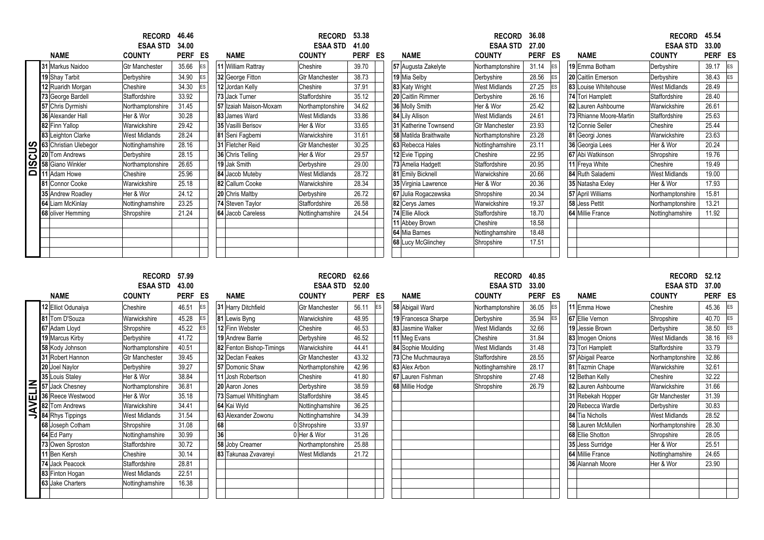## DISCUS

| NAME | COUNTY | PERF | ES |
|---|---|---|---|
| | RECORD | 46.46 | |
| | ESAA STD | 34.00 | |
| 31 Markus Naidoo | Gtr Manchester | 35.66 | ES |
| 19 Shay Tarbit | Derbyshire | 34.90 | ES |
| 12 Ruaridh Morgan | Cheshire | 34.30 | ES |
| 73 George Bardell | Staffordshire | 33.92 | |
| 57 Chris Dyrmishi | Northamptonshire | 31.45 | |
| 36 Alexander Hall | Her & Wor | 30.28 | |
| 82 Finn Yallop | Warwickshire | 29.42 | |
| 83 Leighton Clarke | West Midlands | 28.24 | |
| 63 Christian Ulebegor | Nottinghamshire | 28.16 | |
| 20 Tom Andrews | Derbyshire | 28.15 | |
| 58 Giano Winkler | Northamptonshire | 26.65 | |
| 11 Adam Howe | Cheshire | 25.96 | |
| 81 Connor Cooke | Warwickshire | 25.18 | |
| 35 Andrew Roadley | Her & Wor | 24.12 | |
| 64 Liam McKinlay | Nottinghamshire | 23.25 | |
| 68 oliver Hemming | Shropshire | 21.24 | |

| NAME | COUNTY | PERF | ES |
|---|---|---|---|
| | RECORD | 53.38 | |
| | ESAA STD | 41.00 | |
| 11 William Rattray | Cheshire | 39.70 | |
| 32 George Fitton | Gtr Manchester | 38.73 | |
| 12 Jordan Kelly | Cheshire | 37.91 | |
| 73 Jack Turner | Staffordshire | 35.12 | |
| 57 Izaiah Maison-Moxam | Northamptonshire | 34.62 | |
| 83 James Ward | West Midlands | 33.86 | |
| 35 Vasilli Berisov | Her & Wor | 33.65 | |
| 81 Seni Fagbemi | Warwickshire | 31.61 | |
| 31 Fletcher Reid | Gtr Manchester | 30.25 | |
| 36 Chris Telling | Her & Wor | 29.57 | |
| 19 Jak Smith | Derbyshire | 29.00 | |
| 84 Jacob Muteby | West Midlands | 28.72 | |
| 82 Callum Cooke | Warwickshire | 28.34 | |
| 20 Chris Maltby | Derbyshire | 26.72 | |
| 74 Steven Taylor | Staffordshire | 26.58 | |
| 64 Jacob Careless | Nottinghamshire | 24.54 | |

| NAME | COUNTY | PERF | ES |
|---|---|---|---|
| | RECORD | 36.08 | |
| | ESAA STD | 27.00 | |
| 57 Augusta Zakelyte | Northamptonshire | 31.14 | ES |
| 19 Mia Selby | Derbyshire | 28.56 | ES |
| 83 Katy Wright | West Midlands | 27.25 | ES |
| 20 Caitlin Rimmer | Derbyshire | 26.16 | |
| 36 Molly Smith | Her & Wor | 25.42 | |
| 84 Lily Allison | West Midlands | 24.61 | |
| 31 Katherine Townsend | Gtr Manchester | 23.93 | |
| 58 Matilda Braithwaite | Northamptonshire | 23.28 | |
| 63 Rebecca Hales | Nottinghamshire | 23.11 | |
| 12 Evie Tipping | Cheshire | 22.95 | |
| 73 Amelia Hadgett | Staffordshire | 20.95 | |
| 81 Emily Bicknell | Warwickshire | 20.66 | |
| 35 Virginia Lawrence | Her & Wor | 20.36 | |
| 67 Julia Rogaczewska | Shropshire | 20.34 | |
| 82 Cerys James | Warwickshire | 19.37 | |
| 74 Ellie Allock | Staffordshire | 18.70 | |
| 11 Abbey Brown | Cheshire | 18.58 | |
| 64 Mia Barnes | Nottinghamshire | 18.48 | |
| 68 Lucy McGlinchey | Shropshire | 17.51 | |

| NAME | COUNTY | PERF | ES |
|---|---|---|---|
| | RECORD | 45.54 | |
| | ESAA STD | 33.00 | |
| 19 Emma Botham | Derbyshire | 39.17 | ES |
| 20 Caitlin Emerson | Derbyshire | 38.43 | ES |
| 83 Louise Whitehouse | West Midlands | 28.49 | |
| 74 Tori Hamplett | Staffordshire | 28.40 | |
| 82 Lauren Ashbourne | Warwickshire | 26.61 | |
| 73 Rhianne Moore-Martin | Staffordshire | 25.63 | |
| 12 Connie Seiler | Cheshire | 25.44 | |
| 81 Georgi Jones | Warwickshire | 23.63 | |
| 36 Georgia Lees | Her & Wor | 20.24 | |
| 67 Abi Watkinson | Shropshire | 19.76 | |
| 11 Freya White | Cheshire | 19.49 | |
| 84 Ruth Salademi | West Midlands | 19.00 | |
| 35 Natasha Exley | Her & Wor | 17.93 | |
| 57 April Williams | Northamptonshire | 15.81 | |
| 58 Jess Pettit | Northamptonshire | 13.21 | |
| 64 Millie France | Nottinghamshire | 11.92 | |

## JAVELIN

| NAME | COUNTY | PERF | ES |
|---|---|---|---|
| | RECORD | 57.99 | |
| | ESAA STD | 43.00 | |
| 12 Elliot Odunaiya | Cheshire | 46.51 | ES |
| 81 Tom D'Souza | Warwickshire | 45.28 | ES |
| 67 Adam Lloyd | Shropshire | 45.22 | ES |
| 19 Marcus Kirby | Derbyshire | 41.72 | |
| 58 Kody Johnson | Northamptonshire | 40.51 | |
| 31 Robert Hannon | Gtr Manchester | 39.45 | |
| 20 Joel Naylor | Derbyshire | 39.27 | |
| 35 Louis Staley | Her & Wor | 38.84 | |
| 57 Jack Chesney | Northamptonshire | 36.81 | |
| 36 Reece Westwood | Her & Wor | 35.18 | |
| 82 Tom Andrews | Warwickshire | 34.41 | |
| 84 Rhys Tippings | West Midlands | 31.54 | |
| 68 Joseph Cotham | Shropshire | 31.08 | |
| 64 Ed Parry | Nottinghamshire | 30.99 | |
| 73 Owen Sproston | Staffordshire | 30.72 | |
| 11 Ben Kersh | Cheshire | 30.14 | |
| 74 Jack Peacock | Staffordshire | 28.81 | |
| 83 Finton Hogan | West Midlands | 22.51 | |
| 63 Jake Charters | Nottinghamshire | 16.38 | |

| NAME | COUNTY | PERF | ES |
|---|---|---|---|
| | RECORD | 62.66 | |
| | ESAA STD | 52.00 | |
| 31 Harry Ditchfield | Gtr Manchester | 56.11 | ES |
| 81 Lewis Byng | Warwickshire | 48.95 | |
| 12 Finn Webster | Cheshire | 46.53 | |
| 19 Andrew Barrie | Derbyshire | 46.52 | |
| 82 Fenton Bishop-Timings | Warwickshire | 44.41 | |
| 32 Declan Feakes | Gtr Manchester | 43.32 | |
| 57 Domonic Shaw | Northamptonshire | 42.96 | |
| 11 Josh Robertson | Cheshire | 41.80 | |
| 20 Aaron Jones | Derbyshire | 38.59 | |
| 73 Samuel Whittingham | Staffordshire | 38.45 | |
| 64 Kai Wyld | Nottinghamshire | 36.25 | |
| 63 Alexander Zowonu | Nottinghamshire | 34.39 | |
| 68 0 | Shropshire | 33.97 | |
| 36 0 | Her & Wor | 31.26 | |
| 58 Joby Creamer | Northamptonshire | 25.88 | |
| 83 Takunaa Zvavareyi | West Midlands | 21.72 | |

| NAME | COUNTY | PERF | ES |
|---|---|---|---|
| | RECORD | 40.85 | |
| | ESAA STD | 33.00 | |
| 58 Abigail Ward | Northamptonshire | 36.05 | ES |
| 19 Francesca Sharpe | Derbyshire | 35.94 | ES |
| 83 Jasmine Walker | West Midlands | 32.66 | |
| 11 Meg Evans | Cheshire | 31.84 | |
| 84 Sophie Moulding | West Midlands | 31.48 | |
| 73 Che Muchmauraya | Staffordshire | 28.55 | |
| 63 Alex Arbon | Nottinghamshire | 28.17 | |
| 67 Lauren Fishman | Shropshire | 27.48 | |
| 68 Millie Hodge | Shropshire | 26.79 | |

| NAME | COUNTY | PERF | ES |
|---|---|---|---|
| | RECORD | 52.12 | |
| | ESAA STD | 37.00 | |
| 11 Emma Howe | Cheshire | 45.36 | ES |
| 67 Ellie Vernon | Shropshire | 40.70 | ES |
| 19 Jessie Brown | Derbyshire | 38.50 | ES |
| 83 Imogen Onions | West Midlands | 38.16 | ES |
| 73 Tori Hamplett | Staffordshire | 33.79 | |
| 57 Abigail Pearce | Northamptonshire | 32.86 | |
| 81 Tazmin Chape | Warwickshire | 32.61 | |
| 12 Bethan Kelly | Cheshire | 32.22 | |
| 82 Lauren Ashbourne | Warwickshire | 31.66 | |
| 31 Rebekah Hopper | Gtr Manchester | 31.39 | |
| 20 Rebecca Wardle | Derbyshire | 30.83 | |
| 84 Tia Nicholls | West Midlands | 28.52 | |
| 58 Lauren McMullen | Northamptonshire | 28.30 | |
| 68 Ellie Shotton | Shropshire | 28.05 | |
| 35 Jess Surridge | Her & Wor | 25.51 | |
| 64 Millie France | Nottinghamshire | 24.65 | |
| 36 Alannah Moore | Her & Wor | 23.90 | |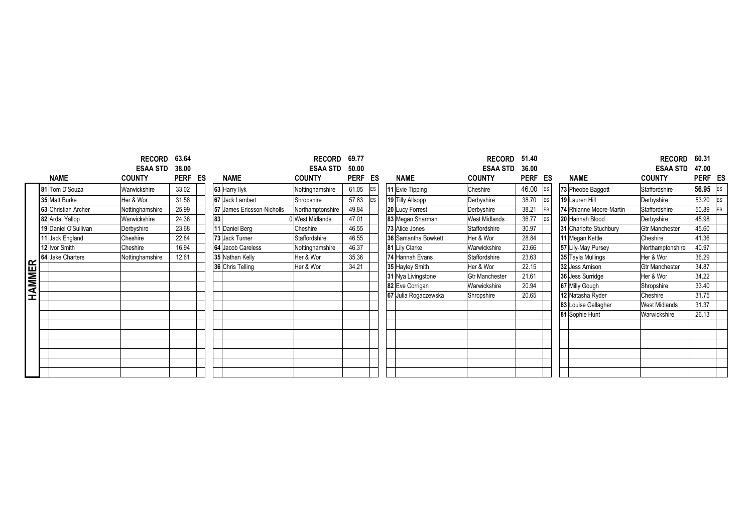# HAMMER

| | NAME | COUNTY | PERF | ES |
|---|---|---|---|---|
| | | RECORD | 63.64 | |
| | | ESAA STD | 38.00 | |
| 81 | Tom D'Souza | Warwickshire | 33.02 | |
| 35 | Matt Burke | Her & Wor | 31.58 | |
| 63 | Christian Archer | Nottinghamshire | 25.99 | |
| 82 | Ardal Yallop | Warwickshire | 24.36 | |
| 19 | Daniel O'Sullivan | Derbyshire | 23.68 | |
| 11 | Jack England | Cheshire | 22.84 | |
| 12 | Ivor Smith | Cheshire | 16.94 | |
| 64 | Jake Charters | Nottinghamshire | 12.61 | |

| | NAME | COUNTY | PERF | ES |
|---|---|---|---|---|
| | | RECORD | 69.77 | |
| | | ESAA STD | 50.00 | |
| 63 | Harry Ilyk | Nottinghamshire | 61.05 | ES |
| 67 | Jack Lambert | Shropshire | 57.83 | ES |
| 57 | James Ericsson-Nicholls | Northamptonshire | 49.84 | |
| 83 | 0 | West Midlands | 47.01 | |
| 11 | Daniel Berg | Cheshire | 46.55 | |
| 73 | Jack Turner | Staffordshire | 46.55 | |
| 64 | Jacob Careless | Nottinghamshire | 46.37 | |
| 35 | Nathan Kelly | Her & Wor | 35.36 | |
| 36 | Chris Telling | Her & Wor | 34.21 | |

| | NAME | COUNTY | PERF | ES |
|---|---|---|---|---|
| | | RECORD | 51.40 | |
| | | ESAA STD | 36.00 | |
| 11 | Evie Tipping | Cheshire | 46.00 | ES |
| 19 | Tilly Allsopp | Derbyshire | 38.70 | ES |
| 20 | Lucy Forrest | Derbyshire | 38.21 | ES |
| 83 | Megan Sharman | West Midlands | 36.77 | ES |
| 73 | Alice Jones | Staffordshire | 30.97 | |
| 36 | Samantha Bowkett | Her & Wor | 28.84 | |
| 81 | Lily Clarke | Warwickshire | 23.66 | |
| 74 | Hannah Evans | Staffordshire | 23.63 | |
| 35 | Hayley Smith | Her & Wor | 22.15 | |
| 31 | Nya Livingstone | Gtr Manchester | 21.61 | |
| 82 | Eve Corrigan | Warwickshire | 20.94 | |
| 67 | Julia Rogaczewska | Shropshire | 20.65 | |

| | NAME | COUNTY | PERF | ES |
|---|---|---|---|---|
| | | RECORD | 60.31 | |
| | | ESAA STD | 47.00 | |
| 73 | Pheobe Baggott | Staffordshire | 56.95 | ES |
| 19 | Lauren Hill | Derbyshire | 53.20 | ES |
| 74 | Rhianne Moore-Martin | Staffordshire | 50.89 | ES |
| 20 | Hannah Blood | Derbyshire | 45.98 | |
| 31 | Charlotte Stuchbury | Gtr Manchester | 45.60 | |
| 11 | Megan Kettle | Cheshire | 41.36 | |
| 57 | Lily-May Pursey | Northamptonshire | 40.97 | |
| 35 | Tayla Mullings | Her & Wor | 36.29 | |
| 32 | Jess Arnison | Gtr Manchester | 34.87 | |
| 36 | Jess Surridge | Her & Wor | 34.22 | |
| 67 | Milly Gough | Shropshire | 33.40 | |
| 12 | Natasha Ryder | Cheshire | 31.75 | |
| 83 | Louise Gallagher | West Midlands | 31.37 | |
| 81 | Sophie Hunt | Warwickshire | 26.13 | |